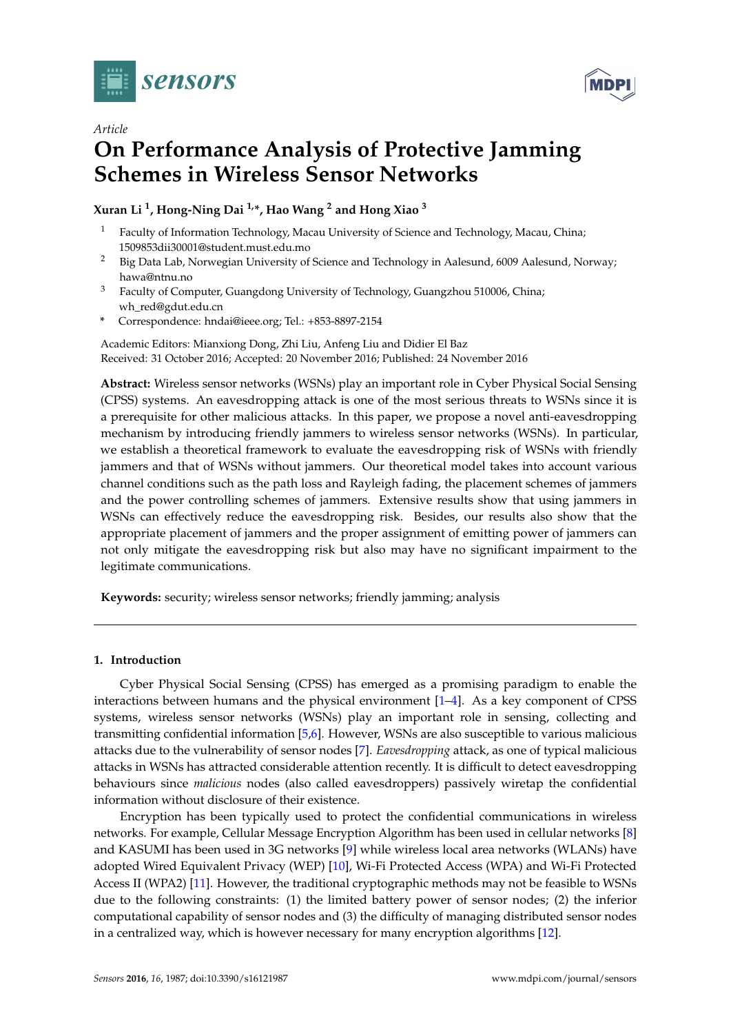*Article*

# On Performance Analysis of Protective Jamming Schemes in Wireless Sensor Networks

**Xuran Li [1], Hong-Ning Dai [1,*], Hao Wang [2] and Hong Xiao [3]**

[1] Faculty of Information Technology, Macau University of Science and Technology, Macau, China; 1509853dii30001@student.must.edu.mo

[2] Big Data Lab, Norwegian University of Science and Technology in Aalesund, 6009 Aalesund, Norway; hawa@ntnu.no

[3] Faculty of Computer, Guangdong University of Technology, Guangzhou 510006, China; wh_red@gdut.edu.cn

\* Correspondence: hndai@ieee.org; Tel.: +853-8897-2154

Academic Editors: Mianxiong Dong, Zhi Liu, Anfeng Liu and Didier El Baz
Received: 31 October 2016; Accepted: 20 November 2016; Published: 24 November 2016

**Abstract:** Wireless sensor networks (WSNs) play an important role in Cyber Physical Social Sensing (CPSS) systems. An eavesdropping attack is one of the most serious threats to WSNs since it is a prerequisite for other malicious attacks. In this paper, we propose a novel anti-eavesdropping mechanism by introducing friendly jammers to wireless sensor networks (WSNs). In particular, we establish a theoretical framework to evaluate the eavesdropping risk of WSNs with friendly jammers and that of WSNs without jammers. Our theoretical model takes into account various channel conditions such as the path loss and Rayleigh fading, the placement schemes of jammers and the power controlling schemes of jammers. Extensive results show that using jammers in WSNs can effectively reduce the eavesdropping risk. Besides, our results also show that the appropriate placement of jammers and the proper assignment of emitting power of jammers can not only mitigate the eavesdropping risk but also may have no significant impairment to the legitimate communications.

**Keywords:** security; wireless sensor networks; friendly jamming; analysis

---

## 1. Introduction

Cyber Physical Social Sensing (CPSS) has emerged as a promising paradigm to enable the interactions between humans and the physical environment [1–4]. As a key component of CPSS systems, wireless sensor networks (WSNs) play an important role in sensing, collecting and transmitting confidential information [5,6]. However, WSNs are also susceptible to various malicious attacks due to the vulnerability of sensor nodes [7]. *Eavesdropping* attack, as one of typical malicious attacks in WSNs has attracted considerable attention recently. It is difficult to detect eavesdropping behaviours since *malicious* nodes (also called eavesdroppers) passively wiretap the confidential information without disclosure of their existence.

Encryption has been typically used to protect the confidential communications in wireless networks. For example, Cellular Message Encryption Algorithm has been used in cellular networks [8] and KASUMI has been used in 3G networks [9] while wireless local area networks (WLANs) have adopted Wired Equivalent Privacy (WEP) [10], Wi-Fi Protected Access (WPA) and Wi-Fi Protected Access II (WPA2) [11]. However, the traditional cryptographic methods may not be feasible to WSNs due to the following constraints: (1) the limited battery power of sensor nodes; (2) the inferior computational capability of sensor nodes and (3) the difficulty of managing distributed sensor nodes in a centralized way, which is however necessary for many encryption algorithms [12].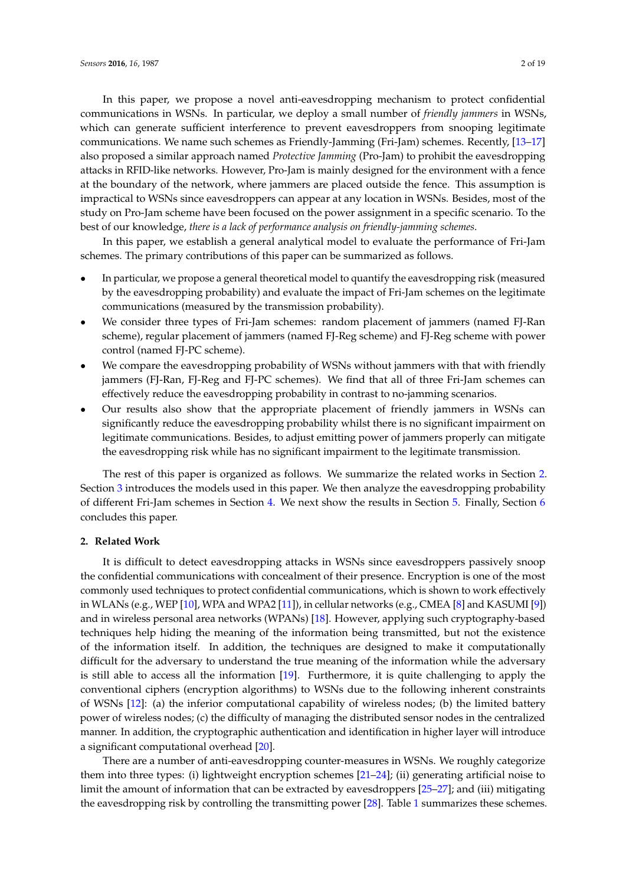In this paper, we propose a novel anti-eavesdropping mechanism to protect confidential communications in WSNs. In particular, we deploy a small number of *friendly jammers* in WSNs, which can generate sufficient interference to prevent eavesdroppers from snooping legitimate communications. We name such schemes as Friendly-Jamming (Fri-Jam) schemes. Recently, [13–17] also proposed a similar approach named *Protective Jamming* (Pro-Jam) to prohibit the eavesdropping attacks in RFID-like networks. However, Pro-Jam is mainly designed for the environment with a fence at the boundary of the network, where jammers are placed outside the fence. This assumption is impractical to WSNs since eavesdroppers can appear at any location in WSNs. Besides, most of the study on Pro-Jam scheme have been focused on the power assignment in a specific scenario. To the best of our knowledge, *there is a lack of performance analysis on friendly-jamming schemes*.

In this paper, we establish a general analytical model to evaluate the performance of Fri-Jam schemes. The primary contributions of this paper can be summarized as follows.

- In particular, we propose a general theoretical model to quantify the eavesdropping risk (measured by the eavesdropping probability) and evaluate the impact of Fri-Jam schemes on the legitimate communications (measured by the transmission probability).
- We consider three types of Fri-Jam schemes: random placement of jammers (named FJ-Ran scheme), regular placement of jammers (named FJ-Reg scheme) and FJ-Reg scheme with power control (named FJ-PC scheme).
- We compare the eavesdropping probability of WSNs without jammers with that with friendly jammers (FJ-Ran, FJ-Reg and FJ-PC schemes). We find that all of three Fri-Jam schemes can effectively reduce the eavesdropping probability in contrast to no-jamming scenarios.
- Our results also show that the appropriate placement of friendly jammers in WSNs can significantly reduce the eavesdropping probability whilst there is no significant impairment on legitimate communications. Besides, to adjust emitting power of jammers properly can mitigate the eavesdropping risk while has no significant impairment to the legitimate transmission.

The rest of this paper is organized as follows. We summarize the related works in Section 2. Section 3 introduces the models used in this paper. We then analyze the eavesdropping probability of different Fri-Jam schemes in Section 4. We next show the results in Section 5. Finally, Section 6 concludes this paper.

## 2. Related Work

It is difficult to detect eavesdropping attacks in WSNs since eavesdroppers passively snoop the confidential communications with concealment of their presence. Encryption is one of the most commonly used techniques to protect confidential communications, which is shown to work effectively in WLANs (e.g., WEP [10], WPA and WPA2 [11]), in cellular networks (e.g., CMEA [8] and KASUMI [9]) and in wireless personal area networks (WPANs) [18]. However, applying such cryptography-based techniques help hiding the meaning of the information being transmitted, but not the existence of the information itself. In addition, the techniques are designed to make it computationally difficult for the adversary to understand the true meaning of the information while the adversary is still able to access all the information [19]. Furthermore, it is quite challenging to apply the conventional ciphers (encryption algorithms) to WSNs due to the following inherent constraints of WSNs [12]: (a) the inferior computational capability of wireless nodes; (b) the limited battery power of wireless nodes; (c) the difficulty of managing the distributed sensor nodes in the centralized manner. In addition, the cryptographic authentication and identification in higher layer will introduce a significant computational overhead [20].

There are a number of anti-eavesdropping counter-measures in WSNs. We roughly categorize them into three types: (i) lightweight encryption schemes [21–24]; (ii) generating artificial noise to limit the amount of information that can be extracted by eavesdroppers [25–27]; and (iii) mitigating the eavesdropping risk by controlling the transmitting power [28]. Table 1 summarizes these schemes.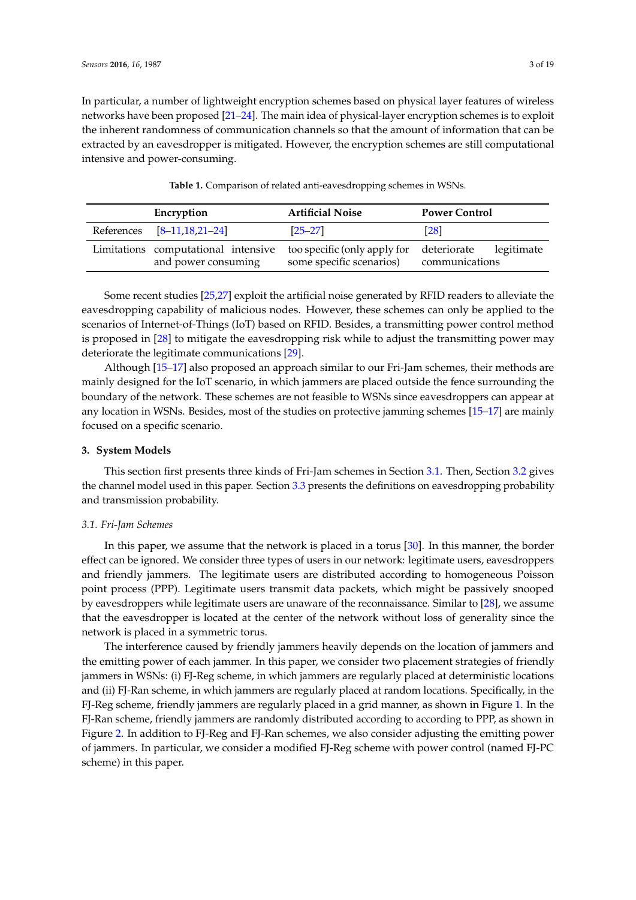In particular, a number of lightweight encryption schemes based on physical layer features of wireless networks have been proposed [21–24]. The main idea of physical-layer encryption schemes is to exploit the inherent randomness of communication channels so that the amount of information that can be extracted by an eavesdropper is mitigated. However, the encryption schemes are still computational intensive and power-consuming.

**Table 1.** Comparison of related anti-eavesdropping schemes in WSNs.

| | Encryption | Artificial Noise | Power Control |
|---|---|---|---|
| References | [8–11,18,21–24] | [25–27] | [28] |
| Limitations | computational intensive and power consuming | too specific (only apply for some specific scenarios) | deteriorate legitimate communications |

Some recent studies [25,27] exploit the artificial noise generated by RFID readers to alleviate the eavesdropping capability of malicious nodes. However, these schemes can only be applied to the scenarios of Internet-of-Things (IoT) based on RFID. Besides, a transmitting power control method is proposed in [28] to mitigate the eavesdropping risk while to adjust the transmitting power may deteriorate the legitimate communications [29].

Although [15–17] also proposed an approach similar to our Fri-Jam schemes, their methods are mainly designed for the IoT scenario, in which jammers are placed outside the fence surrounding the boundary of the network. These schemes are not feasible to WSNs since eavesdroppers can appear at any location in WSNs. Besides, most of the studies on protective jamming schemes [15–17] are mainly focused on a specific scenario.

## 3. System Models

This section first presents three kinds of Fri-Jam schemes in Section 3.1. Then, Section 3.2 gives the channel model used in this paper. Section 3.3 presents the definitions on eavesdropping probability and transmission probability.

### *3.1. Fri-Jam Schemes*

In this paper, we assume that the network is placed in a torus [30]. In this manner, the border effect can be ignored. We consider three types of users in our network: legitimate users, eavesdroppers and friendly jammers. The legitimate users are distributed according to homogeneous Poisson point process (PPP). Legitimate users transmit data packets, which might be passively snooped by eavesdroppers while legitimate users are unaware of the reconnaissance. Similar to [28], we assume that the eavesdropper is located at the center of the network without loss of generality since the network is placed in a symmetric torus.

The interference caused by friendly jammers heavily depends on the location of jammers and the emitting power of each jammer. In this paper, we consider two placement strategies of friendly jammers in WSNs: (i) FJ-Reg scheme, in which jammers are regularly placed at deterministic locations and (ii) FJ-Ran scheme, in which jammers are regularly placed at random locations. Specifically, in the FJ-Reg scheme, friendly jammers are regularly placed in a grid manner, as shown in Figure 1. In the FJ-Ran scheme, friendly jammers are randomly distributed according to according to PPP, as shown in Figure 2. In addition to FJ-Reg and FJ-Ran schemes, we also consider adjusting the emitting power of jammers. In particular, we consider a modified FJ-Reg scheme with power control (named FJ-PC scheme) in this paper.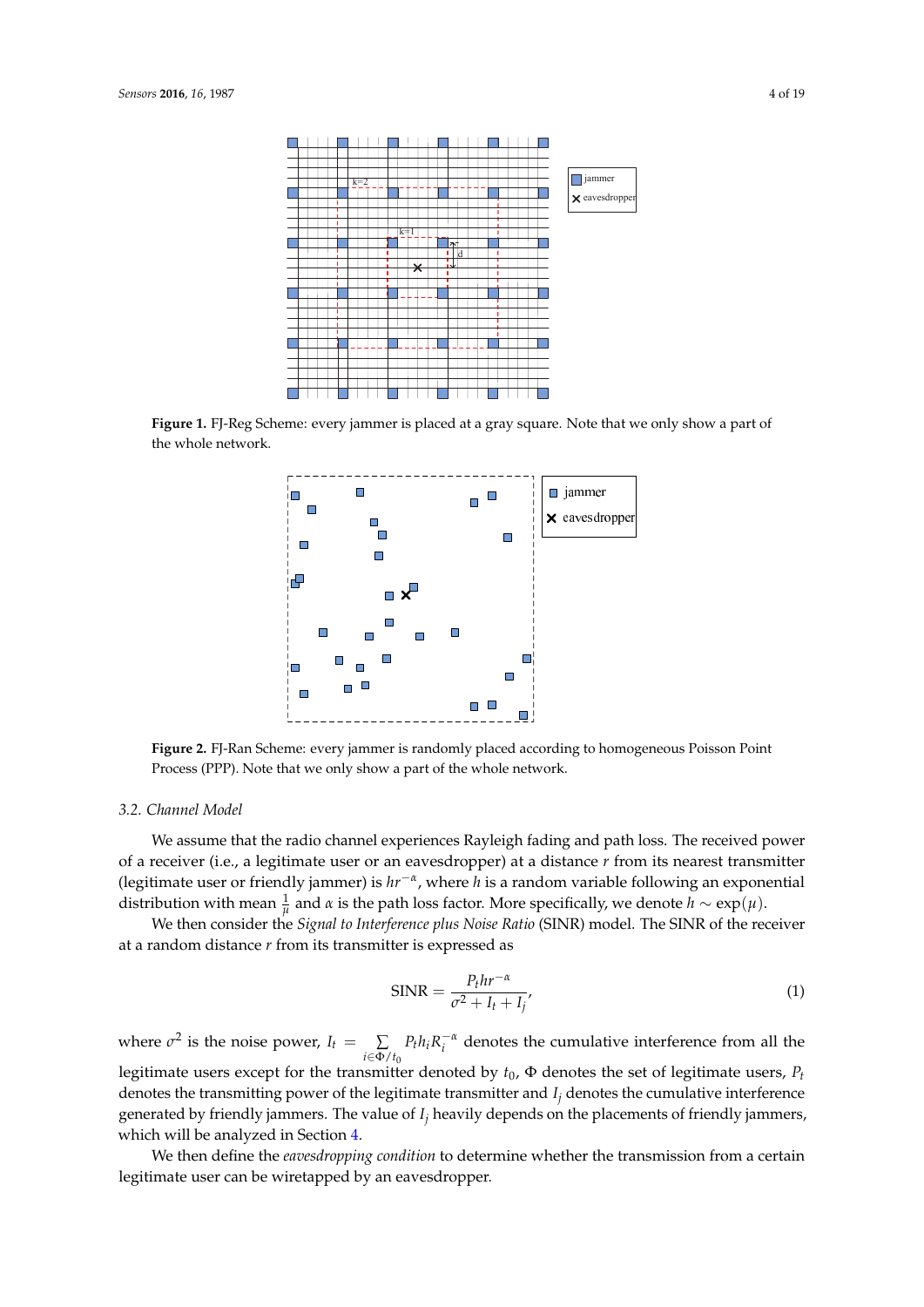**Figure 1.** FJ-Reg Scheme: every jammer is placed at a gray square. Note that we only show a part of the whole network.

**Figure 2.** FJ-Ran Scheme: every jammer is randomly placed according to homogeneous Poisson Point Process (PPP). Note that we only show a part of the whole network.

### 3.2. Channel Model

We assume that the radio channel experiences Rayleigh fading and path loss. The received power of a receiver (i.e., a legitimate user or an eavesdropper) at a distance $r$ from its nearest transmitter (legitimate user or friendly jammer) is $hr^{-\alpha}$, where $h$ is a random variable following an exponential distribution with mean $\frac{1}{\mu}$ and $\alpha$ is the path loss factor. More specifically, we denote $h \sim \exp(\mu)$.

We then consider the *Signal to Interference plus Noise Ratio* (SINR) model. The SINR of the receiver at a random distance $r$ from its transmitter is expressed as

$$\text{SINR} = \frac{P_t h r^{-\alpha}}{\sigma^2 + I_t + I_j}, \tag{1}$$

where $\sigma^2$ is the noise power, $I_t = \sum_{i \in \Phi / t_0} P_t h_i R_i^{-\alpha}$ denotes the cumulative interference from all the legitimate users except for the transmitter denoted by $t_0$, $\Phi$ denotes the set of legitimate users, $P_t$ denotes the transmitting power of the legitimate transmitter and $I_j$ denotes the cumulative interference generated by friendly jammers. The value of $I_j$ heavily depends on the placements of friendly jammers, which will be analyzed in Section 4.

We then define the *eavesdropping condition* to determine whether the transmission from a certain legitimate user can be wiretapped by an eavesdropper.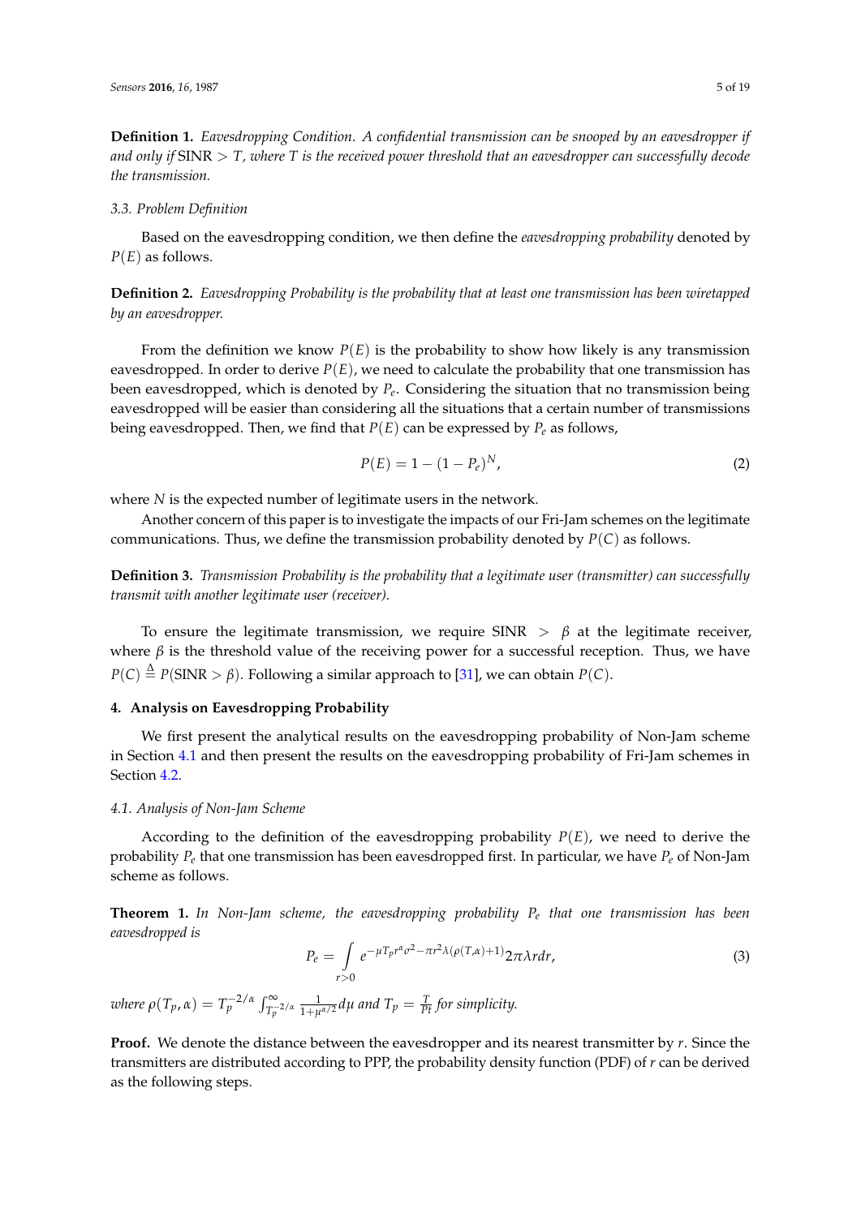**Definition 1.** *Eavesdropping Condition. A confidential transmission can be snooped by an eavesdropper if and only if* SINR $> T$*, where* $T$ *is the received power threshold that an eavesdropper can successfully decode the transmission.*

### 3.3. Problem Definition

Based on the eavesdropping condition, we then define the *eavesdropping probability* denoted by $P(E)$ as follows.

**Definition 2.** *Eavesdropping Probability is the probability that at least one transmission has been wiretapped by an eavesdropper.*

From the definition we know $P(E)$ is the probability to show how likely is any transmission eavesdropped. In order to derive $P(E)$, we need to calculate the probability that one transmission has been eavesdropped, which is denoted by $P_e$. Considering the situation that no transmission being eavesdropped will be easier than considering all the situations that a certain number of transmissions being eavesdropped. Then, we find that $P(E)$ can be expressed by $P_e$ as follows,

$$P(E) = 1 - (1 - P_e)^N, \tag{2}$$

where $N$ is the expected number of legitimate users in the network.

Another concern of this paper is to investigate the impacts of our Fri-Jam schemes on the legitimate communications. Thus, we define the transmission probability denoted by $P(C)$ as follows.

**Definition 3.** *Transmission Probability is the probability that a legitimate user (transmitter) can successfully transmit with another legitimate user (receiver).*

To ensure the legitimate transmission, we require SINR $> \beta$ at the legitimate receiver, where $\beta$ is the threshold value of the receiving power for a successful reception. Thus, we have $P(C) \overset{\Delta}{=} P(\text{SINR} > \beta)$. Following a similar approach to [31], we can obtain $P(C)$.

## 4. Analysis on Eavesdropping Probability

We first present the analytical results on the eavesdropping probability of Non-Jam scheme in Section 4.1 and then present the results on the eavesdropping probability of Fri-Jam schemes in Section 4.2.

### 4.1. Analysis of Non-Jam Scheme

According to the definition of the eavesdropping probability $P(E)$, we need to derive the probability $P_e$ that one transmission has been eavesdropped first. In particular, we have $P_e$ of Non-Jam scheme as follows.

**Theorem 1.** *In Non-Jam scheme, the eavesdropping probability* $P_e$ *that one transmission has been eavesdropped is*

$$P_e = \int\limits_{r>0} e^{-\mu T_p r^{\alpha} \sigma^2 - \pi r^2 \lambda(\rho(T,\alpha)+1)} 2\pi\lambda r dr, \tag{3}$$

*where* $\rho(T_p, \alpha) = T_p^{-2/\alpha} \int_{T_p^{-2/\alpha}}^{\infty} \frac{1}{1+\mu^{\alpha/2}} d\mu$ *and* $T_p = \frac{T}{Pt}$ *for simplicity.*

**Proof.** We denote the distance between the eavesdropper and its nearest transmitter by $r$. Since the transmitters are distributed according to PPP, the probability density function (PDF) of $r$ can be derived as the following steps.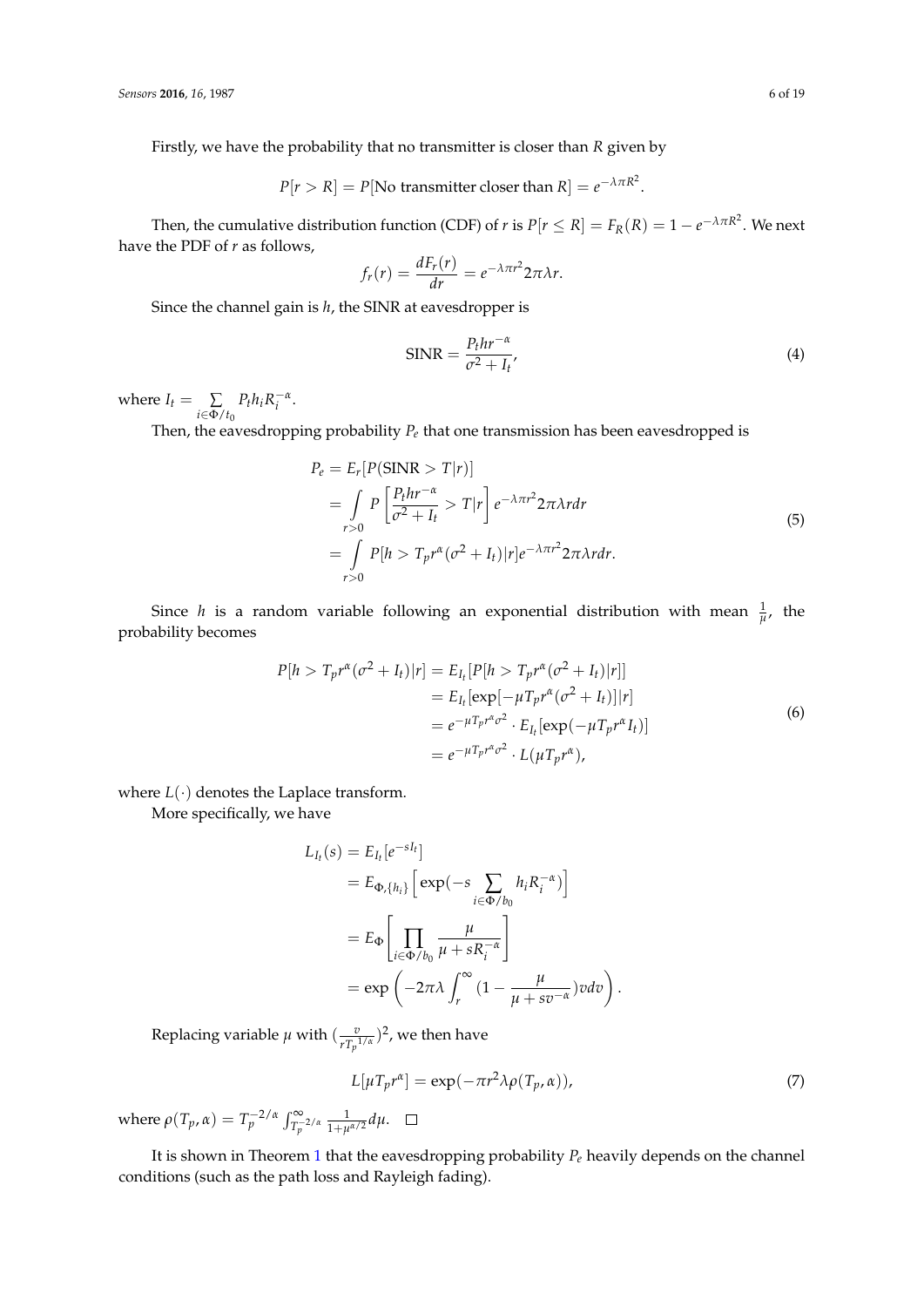Firstly, we have the probability that no transmitter is closer than $R$ given by

$$P[r > R] = P[\text{No transmitter closer than } R] = e^{-\lambda \pi R^2}.$$

Then, the cumulative distribution function (CDF) of $r$ is $P[r \leq R] = F_R(R) = 1 - e^{-\lambda \pi R^2}$. We next have the PDF of $r$ as follows,

$$f_r(r) = \frac{dF_r(r)}{dr} = e^{-\lambda \pi r^2} 2\pi \lambda r.$$

Since the channel gain is $h$, the SINR at eavesdropper is

$$\text{SINR} = \frac{P_t h r^{-\alpha}}{\sigma^2 + I_t}, \tag{4}$$

where $I_t = \sum_{i \in \Phi / t_0} P_t h_i R_i^{-\alpha}$.

Then, the eavesdropping probability $P_e$ that one transmission has been eavesdropped is

$$\begin{aligned}
P_e &= E_r[P(\text{SINR} > T|r)] \\
&= \int_{r>0} P\left[\frac{P_t h r^{-\alpha}}{\sigma^2 + I_t} > T|r\right] e^{-\lambda \pi r^2} 2\pi \lambda r dr \\
&= \int_{r>0} P[h > T_p r^{\alpha}(\sigma^2 + I_t)|r] e^{-\lambda \pi r^2} 2\pi \lambda r dr.
\end{aligned} \tag{5}$$

Since $h$ is a random variable following an exponential distribution with mean $\frac{1}{\mu}$, the probability becomes

$$\begin{aligned}
P[h > T_p r^{\alpha}(\sigma^2 + I_t)|r] &= E_{I_t}[P[h > T_p r^{\alpha}(\sigma^2 + I_t)|r]] \\
&= E_{I_t}[\exp[-\mu T_p r^{\alpha}(\sigma^2 + I_t)]|r] \\
&= e^{-\mu T_p r^{\alpha} \sigma^2} \cdot E_{I_t}[\exp(-\mu T_p r^{\alpha} I_t)] \\
&= e^{-\mu T_p r^{\alpha} \sigma^2} \cdot L(\mu T_p r^{\alpha}),
\end{aligned} \tag{6}$$

where $L(\cdot)$ denotes the Laplace transform.

More specifically, we have

$$\begin{aligned}
L_{I_t}(s) &= E_{I_t}[e^{-sI_t}] \\
&= E_{\Phi,\{h_i\}}\left[\exp(-s \sum_{i \in \Phi / b_0} h_i R_i^{-\alpha})\right] \\
&= E_{\Phi}\left[\prod_{i \in \Phi / b_0} \frac{\mu}{\mu + s R_i^{-\alpha}}\right] \\
&= \exp\left(-2\pi\lambda \int_r^{\infty} (1 - \frac{\mu}{\mu + s v^{-\alpha}}) v dv\right).
\end{aligned}$$

Replacing variable $\mu$ with $(\frac{v}{r T_p^{1/\alpha}})^2$, we then have

$$L[\mu T_p r^{\alpha}] = \exp(-\pi r^2 \lambda \rho(T_p, \alpha)), \tag{7}$$

where $\rho(T_p, \alpha) = T_p^{-2/\alpha} \int_{T_p^{-2/\alpha}}^{\infty} \frac{1}{1 + \mu^{\alpha/2}} d\mu$. □

It is shown in Theorem 1 that the eavesdropping probability $P_e$ heavily depends on the channel conditions (such as the path loss and Rayleigh fading).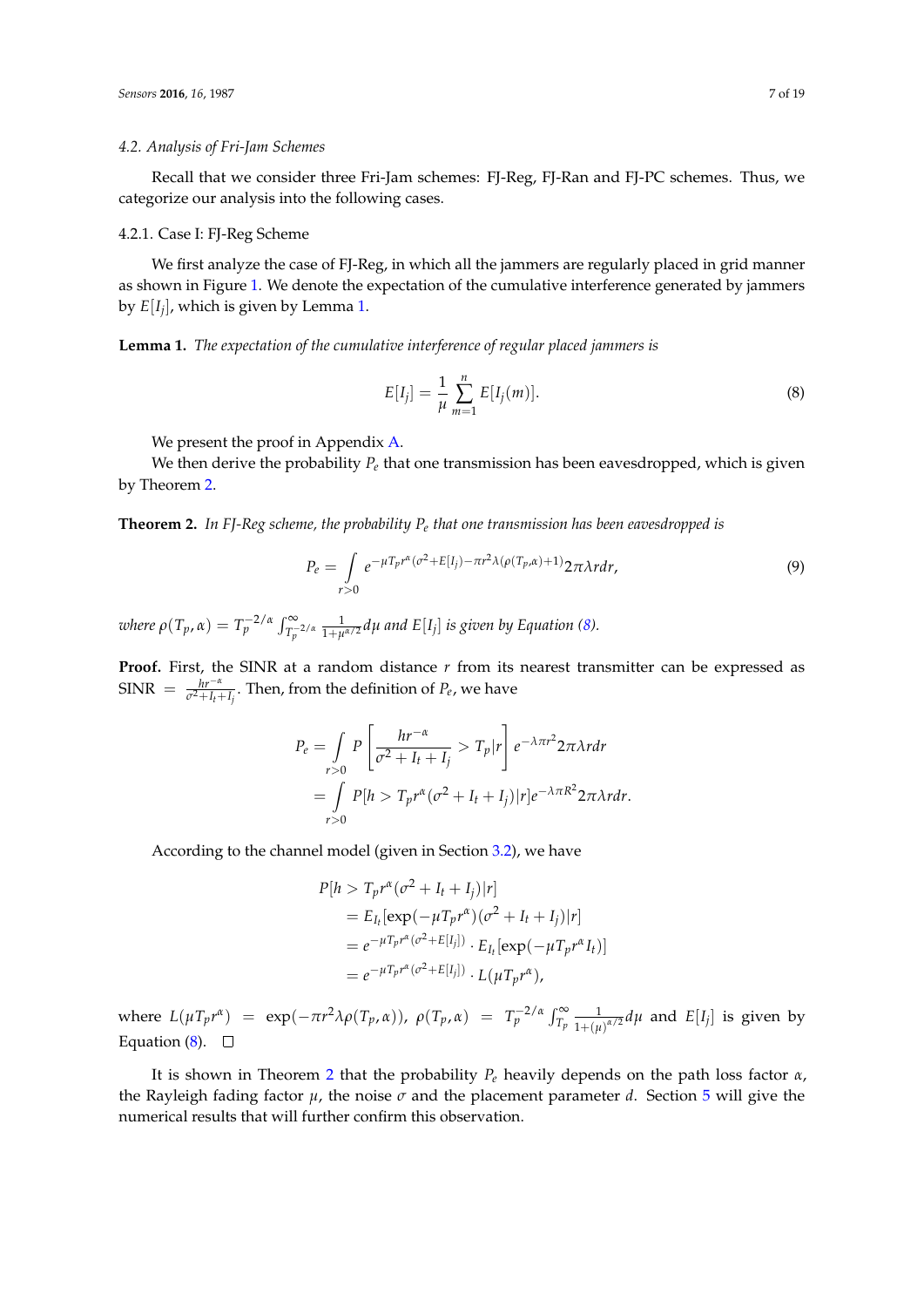### 4.2. Analysis of Fri-Jam Schemes

Recall that we consider three Fri-Jam schemes: FJ-Reg, FJ-Ran and FJ-PC schemes. Thus, we categorize our analysis into the following cases.

#### 4.2.1. Case I: FJ-Reg Scheme

We first analyze the case of FJ-Reg, in which all the jammers are regularly placed in grid manner as shown in Figure 1. We denote the expectation of the cumulative interference generated by jammers by $E[I_j]$, which is given by Lemma 1.

**Lemma 1.** *The expectation of the cumulative interference of regular placed jammers is*

$$E[I_j] = \frac{1}{\mu}\sum_{m=1}^{n} E[I_j(m)]. \tag{8}$$

We present the proof in Appendix A.

We then derive the probability $P_e$ that one transmission has been eavesdropped, which is given by Theorem 2.

**Theorem 2.** *In FJ-Reg scheme, the probability $P_e$ that one transmission has been eavesdropped is*

$$P_e = \int\limits_{r>0} e^{-\mu T_p r^{\alpha}(\sigma^2 + E[I_j]) - \pi r^2 \lambda(\rho(T_p,\alpha)+1)} 2\pi\lambda r dr, \tag{9}$$

*where $\rho(T_p,\alpha) = T_p^{-2/\alpha}\int_{T_p^{-2/\alpha}}^{\infty} \frac{1}{1+\mu^{\alpha/2}} d\mu$ and $E[I_j]$ is given by Equation (8).*

**Proof.** First, the SINR at a random distance $r$ from its nearest transmitter can be expressed as $\text{SINR} = \frac{hr^{-\alpha}}{\sigma^2 + I_t + I_j}$. Then, from the definition of $P_e$, we have

$$\begin{aligned} P_e &= \int\limits_{r>0} P\left[\frac{hr^{-\alpha}}{\sigma^2 + I_t + I_j} > T_p | r\right] e^{-\lambda\pi r^2} 2\pi\lambda r dr \\ &= \int\limits_{r>0} P[h > T_p r^{\alpha}(\sigma^2 + I_t + I_j)|r] e^{-\lambda\pi R^2} 2\pi\lambda r dr. \end{aligned}$$

According to the channel model (given in Section 3.2), we have

$$\begin{aligned} &P[h > T_p r^{\alpha}(\sigma^2 + I_t + I_j)|r] \\ &= E_{I_t}[\exp(-\mu T_p r^{\alpha})(\sigma^2 + I_t + I_j)|r] \\ &= e^{-\mu T_p r^{\alpha}(\sigma^2 + E[I_j])} \cdot E_{I_t}[\exp(-\mu T_p r^{\alpha} I_t)] \\ &= e^{-\mu T_p r^{\alpha}(\sigma^2 + E[I_j])} \cdot L(\mu T_p r^{\alpha}), \end{aligned}$$

where $L(\mu T_p r^{\alpha}) = \exp(-\pi r^2 \lambda \rho(T_p,\alpha))$, $\rho(T_p,\alpha) = T_p^{-2/\alpha}\int_{T_p}^{\infty} \frac{1}{1+(\mu)^{\alpha/2}} d\mu$ and $E[I_j]$ is given by Equation (8). □

It is shown in Theorem 2 that the probability $P_e$ heavily depends on the path loss factor $\alpha$, the Rayleigh fading factor $\mu$, the noise $\sigma$ and the placement parameter $d$. Section 5 will give the numerical results that will further confirm this observation.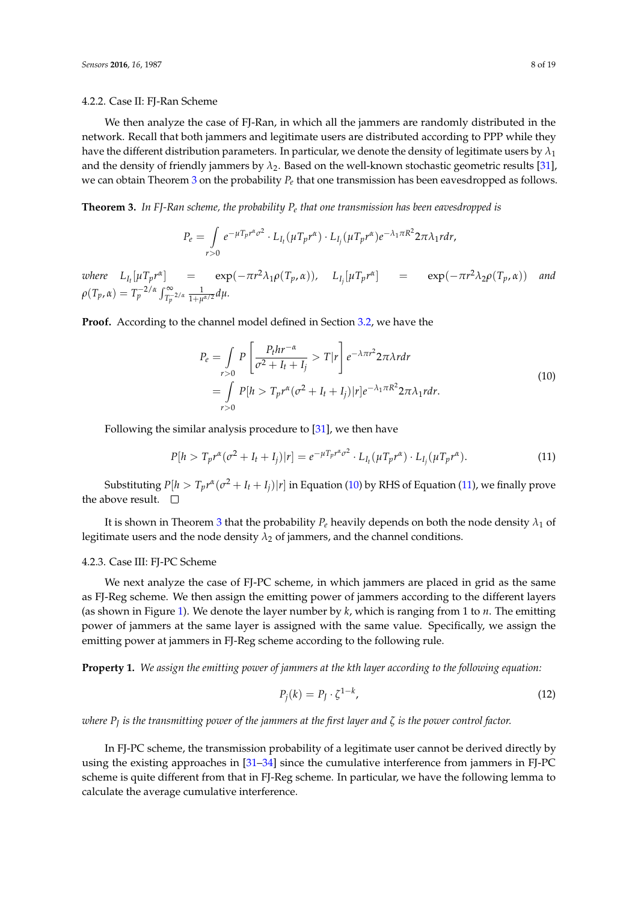#### 4.2.2. Case II: FJ-Ran Scheme

We then analyze the case of FJ-Ran, in which all the jammers are randomly distributed in the network. Recall that both jammers and legitimate users are distributed according to PPP while they have the different distribution parameters. In particular, we denote the density of legitimate users by $\lambda_1$ and the density of friendly jammers by $\lambda_2$. Based on the well-known stochastic geometric results [31], we can obtain Theorem 3 on the probability $P_e$ that one transmission has been eavesdropped as follows.

**Theorem 3.** *In FJ-Ran scheme, the probability $P_e$ that one transmission has been eavesdropped is*

$$P_e = \int_{r>0} e^{-\mu T_p r^\alpha \sigma^2} \cdot L_{I_t}(\mu T_p r^\alpha) \cdot L_{I_j}(\mu T_p r^\alpha) e^{-\lambda_1 \pi R^2} 2\pi \lambda_1 r dr,$$

*where* $L_{I_t}[\mu T_p r^\alpha] = \exp(-\pi r^2 \lambda_1 \rho(T_p, \alpha))$, $L_{I_j}[\mu T_p r^\alpha] = \exp(-\pi r^2 \lambda_2 \rho(T_p, \alpha))$ *and* $\rho(T_p, \alpha) = T_p^{-2/\alpha} \int_{T_p^{-2/\alpha}}^{\infty} \frac{1}{1+\mu^{\alpha/2}} d\mu$.

**Proof.** According to the channel model defined in Section 3.2, we have the

$$\begin{aligned} P_e &= \int_{r>0} P\left[\frac{P_t h r^{-\alpha}}{\sigma^2 + I_t + I_j} > T | r\right] e^{-\lambda \pi r^2} 2\pi \lambda r dr \\ &= \int_{r>0} P[h > T_p r^\alpha (\sigma^2 + I_t + I_j) | r] e^{-\lambda_1 \pi R^2} 2\pi \lambda_1 r dr. \end{aligned} \tag{10}$$

Following the similar analysis procedure to [31], we then have

$$P[h > T_p r^\alpha (\sigma^2 + I_t + I_j) | r] = e^{-\mu T_p r^\alpha \sigma^2} \cdot L_{I_t}(\mu T_p r^\alpha) \cdot L_{I_j}(\mu T_p r^\alpha). \tag{11}$$

Substituting $P[h > T_p r^\alpha (\sigma^2 + I_t + I_j) | r]$ in Equation (10) by RHS of Equation (11), we finally prove the above result. □

It is shown in Theorem 3 that the probability $P_e$ heavily depends on both the node density $\lambda_1$ of legitimate users and the node density $\lambda_2$ of jammers, and the channel conditions.

#### 4.2.3. Case III: FJ-PC Scheme

We next analyze the case of FJ-PC scheme, in which jammers are placed in grid as the same as FJ-Reg scheme. We then assign the emitting power of jammers according to the different layers (as shown in Figure 1). We denote the layer number by $k$, which is ranging from 1 to $n$. The emitting power of jammers at the same layer is assigned with the same value. Specifically, we assign the emitting power at jammers in FJ-Reg scheme according to the following rule.

**Property 1.** *We assign the emitting power of jammers at the kth layer according to the following equation:*

$$P_j(k) = P_J \cdot \zeta^{1-k}, \tag{12}$$

*where $P_J$ is the transmitting power of the jammers at the first layer and $\zeta$ is the power control factor.*

In FJ-PC scheme, the transmission probability of a legitimate user cannot be derived directly by using the existing approaches in [31–34] since the cumulative interference from jammers in FJ-PC scheme is quite different from that in FJ-Reg scheme. In particular, we have the following lemma to calculate the average cumulative interference.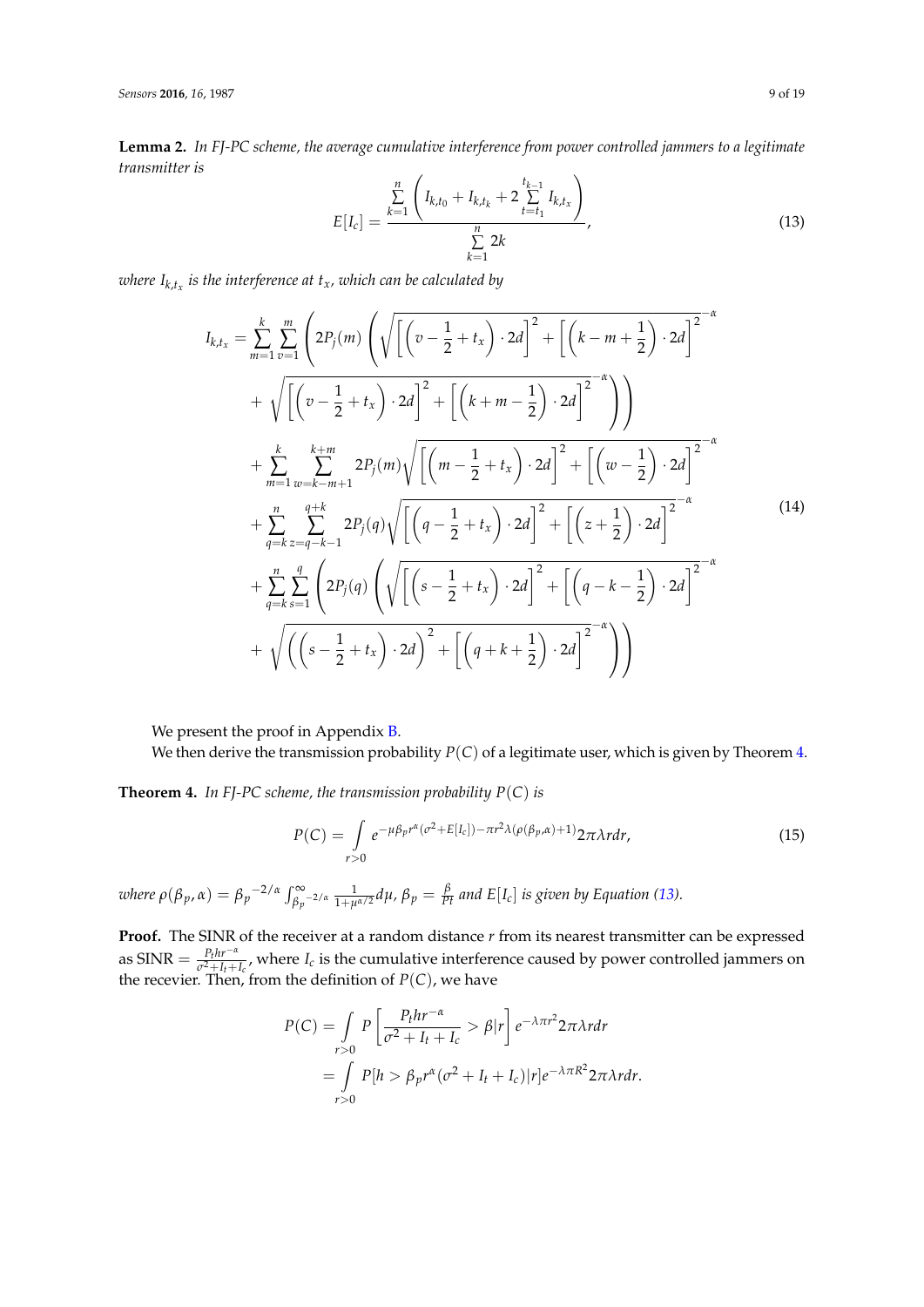**Lemma 2.** *In FJ-PC scheme, the average cumulative interference from power controlled jammers to a legitimate transmitter is*

$$E[I_c] = \frac{\sum_{k=1}^{n}\left(I_{k,t_0} + I_{k,t_k} + 2\sum_{t=t_1}^{t_{k-1}} I_{k,t_x}\right)}{\sum_{k=1}^{n} 2k}, \tag{13}$$

*where $I_{k,t_x}$ is the interference at $t_x$, which can be calculated by*

$$\begin{aligned}
I_{k,t_x} = & \sum_{m=1}^{k}\sum_{v=1}^{m}\left(2P_j(m)\left(\sqrt{\left[\left(v-\frac{1}{2}+t_x\right)\cdot 2d\right]^2 + \left[\left(k-m+\frac{1}{2}\right)\cdot 2d\right]^2}^{\,-\alpha}\right.\right.\\
& \left.\left. + \sqrt{\left[\left(v-\frac{1}{2}+t_x\right)\cdot 2d\right]^2 + \left[\left(k+m-\frac{1}{2}\right)\cdot 2d\right]^2}^{\,-\alpha}\right)\right)\\
& + \sum_{m=1}^{k}\sum_{w=k-m+1}^{k+m} 2P_j(m)\sqrt{\left[\left(m-\frac{1}{2}+t_x\right)\cdot 2d\right]^2 + \left[\left(w-\frac{1}{2}\right)\cdot 2d\right]^2}^{\,-\alpha}\\
& + \sum_{q=k}^{n}\sum_{z=q-k-1}^{q+k} 2P_j(q)\sqrt{\left[\left(q-\frac{1}{2}+t_x\right)\cdot 2d\right]^2 + \left[\left(z+\frac{1}{2}\right)\cdot 2d\right]^2}^{\,-\alpha}\\
& + \sum_{q=k}^{n}\sum_{s=1}^{q}\left(2P_j(q)\left(\sqrt{\left[\left(s-\frac{1}{2}+t_x\right)\cdot 2d\right]^2 + \left[\left(q-k-\frac{1}{2}\right)\cdot 2d\right]^2}^{\,-\alpha}\right.\right.\\
& \left.\left. + \sqrt{\left(\left(s-\frac{1}{2}+t_x\right)\cdot 2d\right)^2 + \left[\left(q+k+\frac{1}{2}\right)\cdot 2d\right]^2}^{\,-\alpha}\right)\right)
\end{aligned} \tag{14}$$

We present the proof in Appendix B.

We then derive the transmission probability $P(C)$ of a legitimate user, which is given by Theorem 4.

**Theorem 4.** *In FJ-PC scheme, the transmission probability $P(C)$ is*

$$P(C) = \int_{r>0} e^{-\mu\beta_p r^{\alpha}(\sigma^2 + E[I_c]) - \pi r^2 \lambda(\rho(\beta_p,\alpha)+1)} 2\pi\lambda r dr, \tag{15}$$

*where $\rho(\beta_p,\alpha) = {\beta_p}^{-2/\alpha}\int_{{\beta_p}^{-2/\alpha}}^{\infty} \frac{1}{1+\mu^{\alpha/2}} d\mu$, $\beta_p = \frac{\beta}{Pt}$ and $E[I_c]$ is given by Equation (13).*

**Proof.** The SINR of the receiver at a random distance $r$ from its nearest transmitter can be expressed as $\text{SINR} = \frac{P_t h r^{-\alpha}}{\sigma^2 + I_t + I_c}$, where $I_c$ is the cumulative interference caused by power controlled jammers on the recevier. Then, from the definition of $P(C)$, we have

$$\begin{aligned}
P(C) &= \int_{r>0} P\left[\frac{P_t h r^{-\alpha}}{\sigma^2 + I_t + I_c} > \beta | r\right] e^{-\lambda\pi r^2} 2\pi\lambda r dr\\
&= \int_{r>0} P[h > \beta_p r^{\alpha}(\sigma^2 + I_t + I_c)|r] e^{-\lambda\pi R^2} 2\pi\lambda r dr.
\end{aligned}$$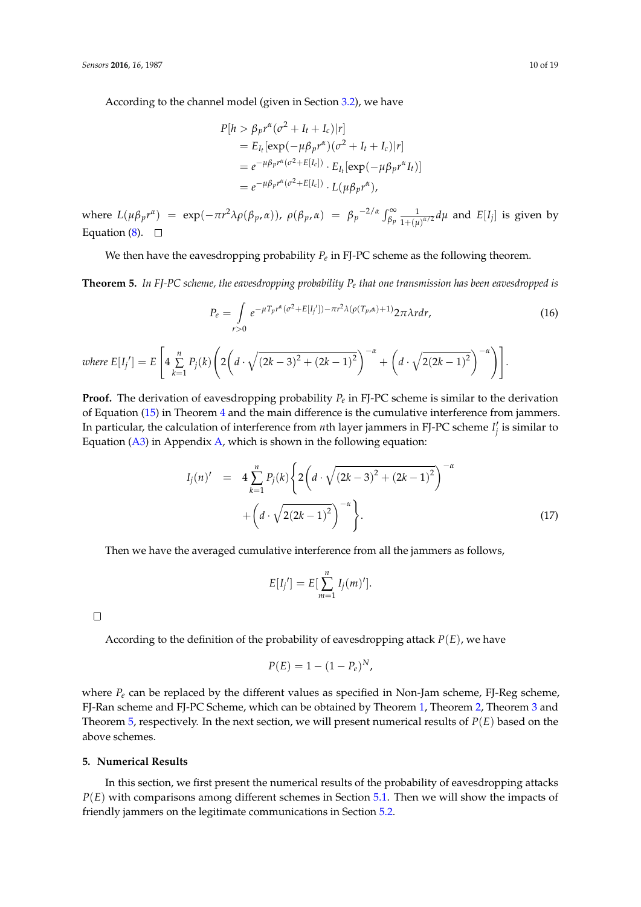According to the channel model (given in Section 3.2), we have

$$
\begin{aligned}
& P[h > \beta_p r^\alpha (\sigma^2 + I_t + I_c)|r] \\
&= E_{I_t}[\exp(-\mu\beta_p r^\alpha)(\sigma^2 + I_t + I_c)|r] \\
&= e^{-\mu\beta_p r^\alpha(\sigma^2 + E[I_c])} \cdot E_{I_t}[\exp(-\mu\beta_p r^\alpha I_t)] \\
&= e^{-\mu\beta_p r^\alpha(\sigma^2 + E[I_c])} \cdot L(\mu\beta_p r^\alpha),
\end{aligned}
$$

where $L(\mu\beta_p r^\alpha) = \exp(-\pi r^2 \lambda \rho(\beta_p, \alpha))$, $\rho(\beta_p, \alpha) = \beta_p{}^{-2/\alpha} \int_{\beta_p}^{\infty} \frac{1}{1+(\mu)^{\alpha/2}} d\mu$ and $E[I_j]$ is given by Equation (8). □

We then have the eavesdropping probability $P_e$ in FJ-PC scheme as the following theorem.

**Theorem 5.** *In FJ-PC scheme, the eavesdropping probability $P_e$ that one transmission has been eavesdropped is*

$$
P_e = \int_{r>0} e^{-\mu T_p r^\alpha(\sigma^2 + E[I_j'])-\pi r^2 \lambda(\rho(T_p,\alpha)+1)} 2\pi\lambda r dr, \tag{16}
$$

*where* $E[I_j'] = E\left[4\sum_{k=1}^{n} P_j(k)\left(2\left(d \cdot \sqrt{(2k-3)^2 + (2k-1)^2}\right)^{-\alpha} + \left(d \cdot \sqrt{2(2k-1)^2}\right)^{-\alpha}\right)\right]$.

**Proof.** The derivation of eavesdropping probability $P_e$ in FJ-PC scheme is similar to the derivation of Equation (15) in Theorem 4 and the main difference is the cumulative interference from jammers. In particular, the calculation of interference from $n$th layer jammers in FJ-PC scheme $I_j'$ is similar to Equation (A3) in Appendix A, which is shown in the following equation:

$$
\begin{aligned}
I_j(n)' \quad = \quad & 4\sum_{k=1}^{n} P_j(k)\left\{2\left(d \cdot \sqrt{(2k-3)^2 + (2k-1)^2}\right)^{-\alpha}\right. \\
& \left. + \left(d \cdot \sqrt{2(2k-1)^2}\right)^{-\alpha}\right\}.
\end{aligned} \tag{17}
$$

Then we have the averaged cumulative interference from all the jammers as follows,

$$
E[I_j'] = E[\sum_{m=1}^{n} I_j(m)'].
$$

□

According to the definition of the probability of eavesdropping attack $P(E)$, we have

$$
P(E) = 1 - (1 - P_e)^N,
$$

where $P_e$ can be replaced by the different values as specified in Non-Jam scheme, FJ-Reg scheme, FJ-Ran scheme and FJ-PC Scheme, which can be obtained by Theorem 1, Theorem 2, Theorem 3 and Theorem 5, respectively. In the next section, we will present numerical results of $P(E)$ based on the above schemes.

## 5. Numerical Results

In this section, we first present the numerical results of the probability of eavesdropping attacks $P(E)$ with comparisons among different schemes in Section 5.1. Then we will show the impacts of friendly jammers on the legitimate communications in Section 5.2.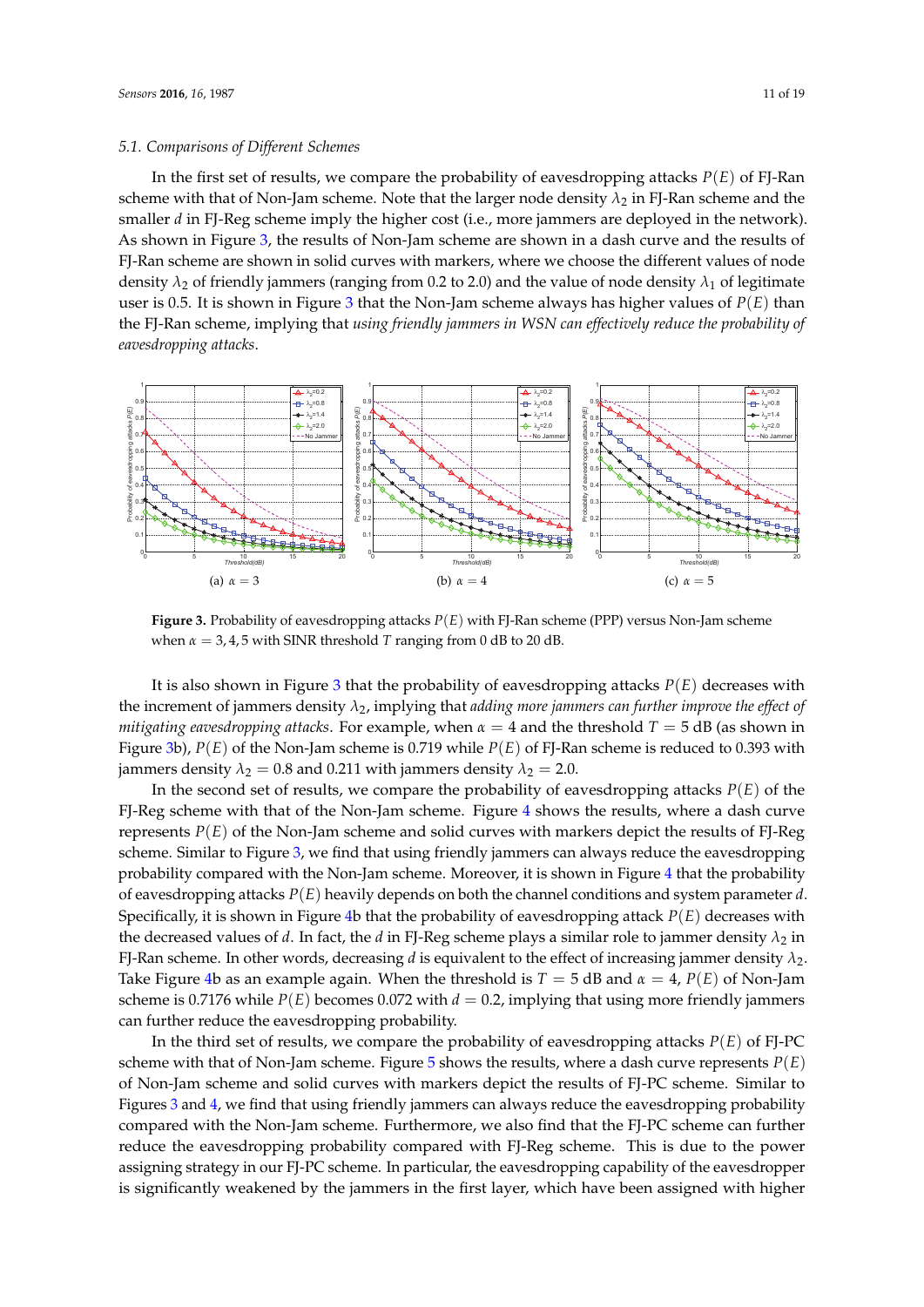### 5.1. Comparisons of Different Schemes

In the first set of results, we compare the probability of eavesdropping attacks $P(E)$ of FJ-Ran scheme with that of Non-Jam scheme. Note that the larger node density $\lambda_2$ in FJ-Ran scheme and the smaller $d$ in FJ-Reg scheme imply the higher cost (i.e., more jammers are deployed in the network). As shown in Figure 3, the results of Non-Jam scheme are shown in a dash curve and the results of FJ-Ran scheme are shown in solid curves with markers, where we choose the different values of node density $\lambda_2$ of friendly jammers (ranging from 0.2 to 2.0) and the value of node density $\lambda_1$ of legitimate user is 0.5. It is shown in Figure 3 that the Non-Jam scheme always has higher values of $P(E)$ than the FJ-Ran scheme, implying that *using friendly jammers in WSN can effectively reduce the probability of eavesdropping attacks*.

(a) $\alpha = 3$ (b) $\alpha = 4$ (c) $\alpha = 5$

**Figure 3.** Probability of eavesdropping attacks $P(E)$ with FJ-Ran scheme (PPP) versus Non-Jam scheme when $\alpha = 3, 4, 5$ with SINR threshold $T$ ranging from 0 dB to 20 dB.

It is also shown in Figure 3 that the probability of eavesdropping attacks $P(E)$ decreases with the increment of jammers density $\lambda_2$, implying that *adding more jammers can further improve the effect of mitigating eavesdropping attacks*. For example, when $\alpha = 4$ and the threshold $T = 5$ dB (as shown in Figure 3b), $P(E)$ of the Non-Jam scheme is 0.719 while $P(E)$ of FJ-Ran scheme is reduced to 0.393 with jammers density $\lambda_2 = 0.8$ and 0.211 with jammers density $\lambda_2 = 2.0$.

In the second set of results, we compare the probability of eavesdropping attacks $P(E)$ of the FJ-Reg scheme with that of the Non-Jam scheme. Figure 4 shows the results, where a dash curve represents $P(E)$ of the Non-Jam scheme and solid curves with markers depict the results of FJ-Reg scheme. Similar to Figure 3, we find that using friendly jammers can always reduce the eavesdropping probability compared with the Non-Jam scheme. Moreover, it is shown in Figure 4 that the probability of eavesdropping attacks $P(E)$ heavily depends on both the channel conditions and system parameter $d$. Specifically, it is shown in Figure 4b that the probability of eavesdropping attack $P(E)$ decreases with the decreased values of $d$. In fact, the $d$ in FJ-Reg scheme plays a similar role to jammer density $\lambda_2$ in FJ-Ran scheme. In other words, decreasing $d$ is equivalent to the effect of increasing jammer density $\lambda_2$. Take Figure 4b as an example again. When the threshold is $T = 5$ dB and $\alpha = 4$, $P(E)$ of Non-Jam scheme is 0.7176 while $P(E)$ becomes 0.072 with $d = 0.2$, implying that using more friendly jammers can further reduce the eavesdropping probability.

In the third set of results, we compare the probability of eavesdropping attacks $P(E)$ of FJ-PC scheme with that of Non-Jam scheme. Figure 5 shows the results, where a dash curve represents $P(E)$ of Non-Jam scheme and solid curves with markers depict the results of FJ-PC scheme. Similar to Figures 3 and 4, we find that using friendly jammers can always reduce the eavesdropping probability compared with the Non-Jam scheme. Furthermore, we also find that the FJ-PC scheme can further reduce the eavesdropping probability compared with FJ-Reg scheme. This is due to the power assigning strategy in our FJ-PC scheme. In particular, the eavesdropping capability of the eavesdropper is significantly weakened by the jammers in the first layer, which have been assigned with higher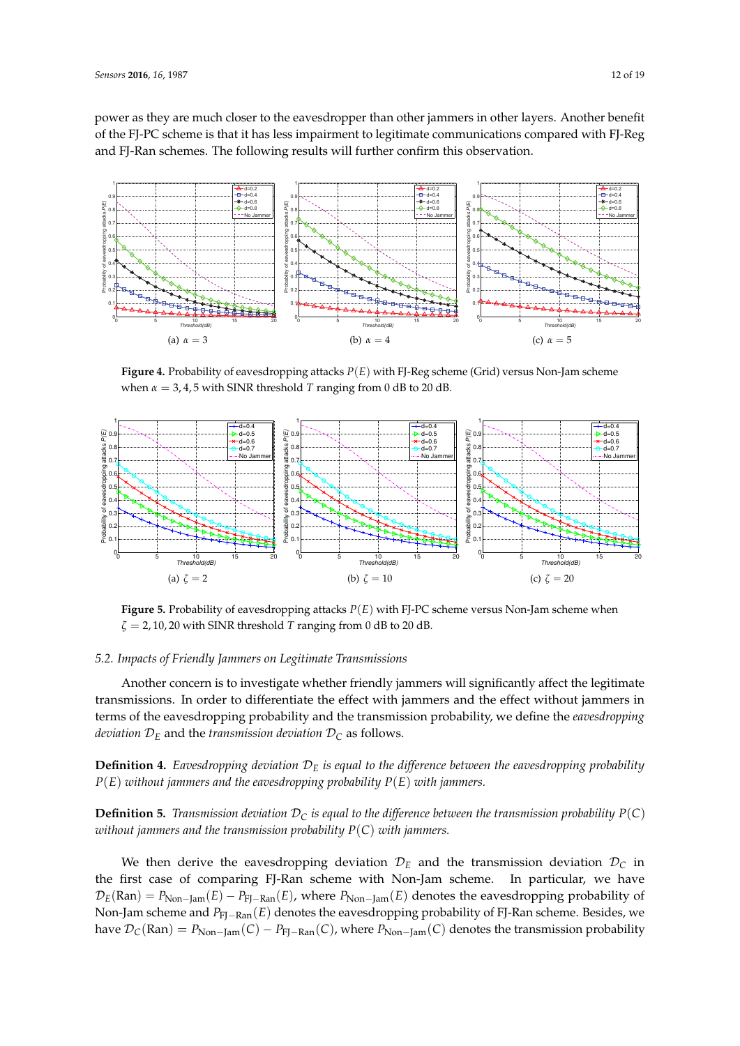power as they are much closer to the eavesdropper than other jammers in other layers. Another benefit of the FJ-PC scheme is that it has less impairment to legitimate communications compared with FJ-Reg and FJ-Ran schemes. The following results will further confirm this observation.

(a) $\alpha = 3$ (b) $\alpha = 4$ (c) $\alpha = 5$

**Figure 4.** Probability of eavesdropping attacks $P(E)$ with FJ-Reg scheme (Grid) versus Non-Jam scheme when $\alpha = 3, 4, 5$ with SINR threshold $T$ ranging from 0 dB to 20 dB.

(a) $\zeta = 2$ (b) $\zeta = 10$ (c) $\zeta = 20$

**Figure 5.** Probability of eavesdropping attacks $P(E)$ with FJ-PC scheme versus Non-Jam scheme when $\zeta = 2, 10, 20$ with SINR threshold $T$ ranging from 0 dB to 20 dB.

### *5.2. Impacts of Friendly Jammers on Legitimate Transmissions*

Another concern is to investigate whether friendly jammers will significantly affect the legitimate transmissions. In order to differentiate the effect with jammers and the effect without jammers in terms of the eavesdropping probability and the transmission probability, we define the *eavesdropping deviation* $\mathcal{D}_E$ and the *transmission deviation* $\mathcal{D}_C$ as follows.

**Definition 4.** *Eavesdropping deviation* $\mathcal{D}_E$ *is equal to the difference between the eavesdropping probability* $P(E)$ *without jammers and the eavesdropping probability* $P(E)$ *with jammers.*

**Definition 5.** *Transmission deviation* $\mathcal{D}_C$ *is equal to the difference between the transmission probability* $P(C)$ *without jammers and the transmission probability* $P(C)$ *with jammers.*

We then derive the eavesdropping deviation $\mathcal{D}_E$ and the transmission deviation $\mathcal{D}_C$ in the first case of comparing FJ-Ran scheme with Non-Jam scheme. In particular, we have $\mathcal{D}_E(\text{Ran}) = P_{\text{Non-Jam}}(E) - P_{\text{FJ-Ran}}(E)$, where $P_{\text{Non-Jam}}(E)$ denotes the eavesdropping probability of Non-Jam scheme and $P_{\text{FJ-Ran}}(E)$ denotes the eavesdropping probability of FJ-Ran scheme. Besides, we have $\mathcal{D}_C(\text{Ran}) = P_{\text{Non-Jam}}(C) - P_{\text{FJ-Ran}}(C)$, where $P_{\text{Non-Jam}}(C)$ denotes the transmission probability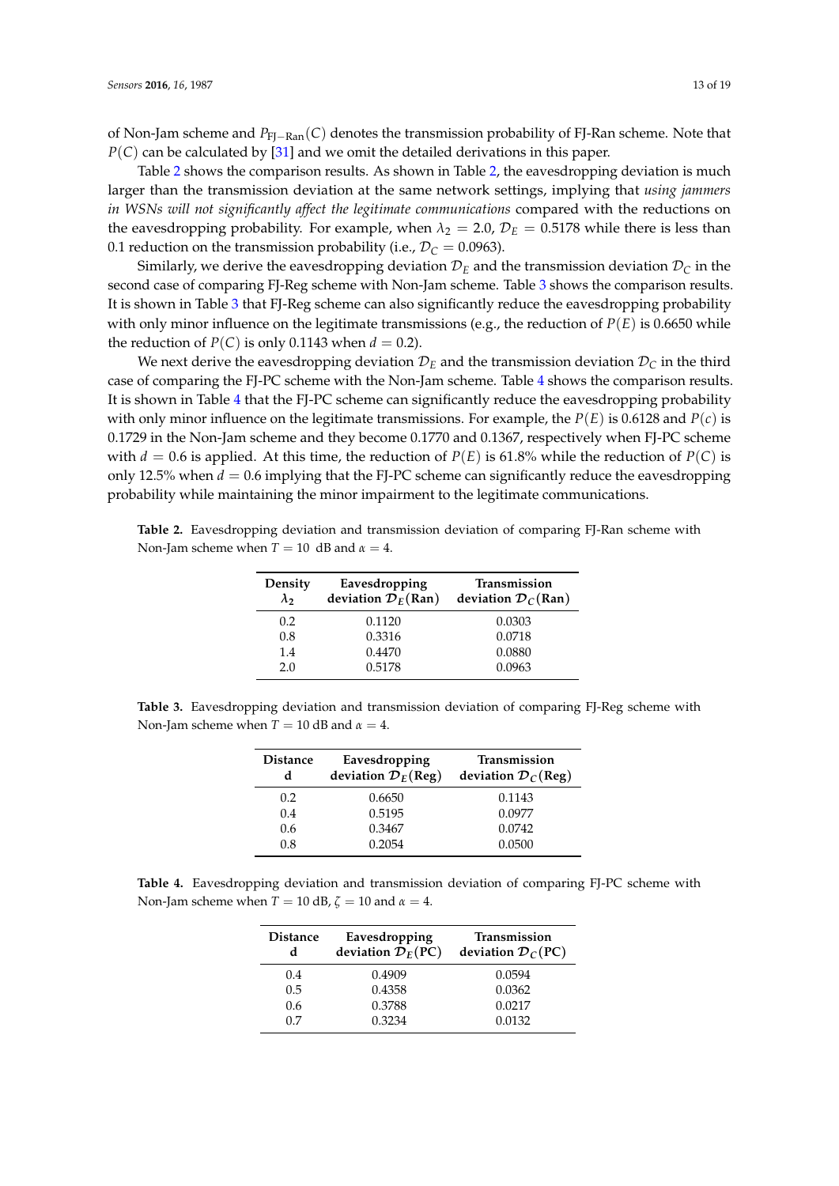of Non-Jam scheme and $P_{\text{FJ-Ran}}(C)$ denotes the transmission probability of FJ-Ran scheme. Note that $P(C)$ can be calculated by [31] and we omit the detailed derivations in this paper.

Table 2 shows the comparison results. As shown in Table 2, the eavesdropping deviation is much larger than the transmission deviation at the same network settings, implying that *using jammers in WSNs will not significantly affect the legitimate communications* compared with the reductions on the eavesdropping probability. For example, when $\lambda_2 = 2.0$, $\mathcal{D}_E = 0.5178$ while there is less than 0.1 reduction on the transmission probability (i.e., $\mathcal{D}_C = 0.0963$).

Similarly, we derive the eavesdropping deviation $\mathcal{D}_E$ and the transmission deviation $\mathcal{D}_C$ in the second case of comparing FJ-Reg scheme with Non-Jam scheme. Table 3 shows the comparison results. It is shown in Table 3 that FJ-Reg scheme can also significantly reduce the eavesdropping probability with only minor influence on the legitimate transmissions (e.g., the reduction of $P(E)$ is 0.6650 while the reduction of $P(C)$ is only 0.1143 when $d = 0.2$).

We next derive the eavesdropping deviation $\mathcal{D}_E$ and the transmission deviation $\mathcal{D}_C$ in the third case of comparing the FJ-PC scheme with the Non-Jam scheme. Table 4 shows the comparison results. It is shown in Table 4 that the FJ-PC scheme can significantly reduce the eavesdropping probability with only minor influence on the legitimate transmissions. For example, the $P(E)$ is 0.6128 and $P(c)$ is 0.1729 in the Non-Jam scheme and they become 0.1770 and 0.1367, respectively when FJ-PC scheme with $d = 0.6$ is applied. At this time, the reduction of $P(E)$ is 61.8% while the reduction of $P(C)$ is only 12.5% when $d = 0.6$ implying that the FJ-PC scheme can significantly reduce the eavesdropping probability while maintaining the minor impairment to the legitimate communications.

**Table 2.** Eavesdropping deviation and transmission deviation of comparing FJ-Ran scheme with Non-Jam scheme when $T = 10$ dB and $\alpha = 4$.

| Density $\lambda_2$ | Eavesdropping deviation $\mathcal{D}_E(\text{Ran})$ | Transmission deviation $\mathcal{D}_C(\text{Ran})$ |
|---|---|---|
| 0.2 | 0.1120 | 0.0303 |
| 0.8 | 0.3316 | 0.0718 |
| 1.4 | 0.4470 | 0.0880 |
| 2.0 | 0.5178 | 0.0963 |

**Table 3.** Eavesdropping deviation and transmission deviation of comparing FJ-Reg scheme with Non-Jam scheme when $T = 10$ dB and $\alpha = 4$.

| Distance d | Eavesdropping deviation $\mathcal{D}_E(\text{Reg})$ | Transmission deviation $\mathcal{D}_C(\text{Reg})$ |
|---|---|---|
| 0.2 | 0.6650 | 0.1143 |
| 0.4 | 0.5195 | 0.0977 |
| 0.6 | 0.3467 | 0.0742 |
| 0.8 | 0.2054 | 0.0500 |

**Table 4.** Eavesdropping deviation and transmission deviation of comparing FJ-PC scheme with Non-Jam scheme when $T = 10$ dB, $\zeta = 10$ and $\alpha = 4$.

| Distance d | Eavesdropping deviation $\mathcal{D}_E(\text{PC})$ | Transmission deviation $\mathcal{D}_C(\text{PC})$ |
|---|---|---|
| 0.4 | 0.4909 | 0.0594 |
| 0.5 | 0.4358 | 0.0362 |
| 0.6 | 0.3788 | 0.0217 |
| 0.7 | 0.3234 | 0.0132 |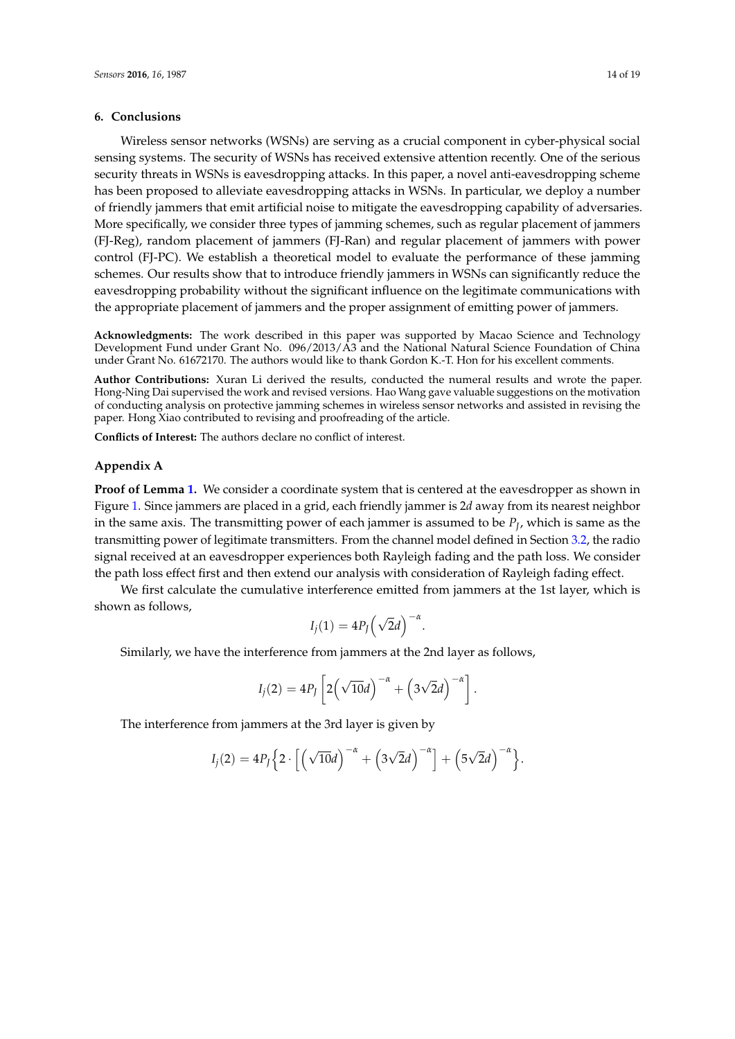## 6. Conclusions

Wireless sensor networks (WSNs) are serving as a crucial component in cyber-physical social sensing systems. The security of WSNs has received extensive attention recently. One of the serious security threats in WSNs is eavesdropping attacks. In this paper, a novel anti-eavesdropping scheme has been proposed to alleviate eavesdropping attacks in WSNs. In particular, we deploy a number of friendly jammers that emit artificial noise to mitigate the eavesdropping capability of adversaries. More specifically, we consider three types of jamming schemes, such as regular placement of jammers (FJ-Reg), random placement of jammers (FJ-Ran) and regular placement of jammers with power control (FJ-PC). We establish a theoretical model to evaluate the performance of these jamming schemes. Our results show that to introduce friendly jammers in WSNs can significantly reduce the eavesdropping probability without the significant influence on the legitimate communications with the appropriate placement of jammers and the proper assignment of emitting power of jammers.

**Acknowledgments:** The work described in this paper was supported by Macao Science and Technology Development Fund under Grant No. 096/2013/A3 and the National Natural Science Foundation of China under Grant No. 61672170. The authors would like to thank Gordon K.-T. Hon for his excellent comments.

**Author Contributions:** Xuran Li derived the results, conducted the numeral results and wrote the paper. Hong-Ning Dai supervised the work and revised versions. Hao Wang gave valuable suggestions on the motivation of conducting analysis on protective jamming schemes in wireless sensor networks and assisted in revising the paper. Hong Xiao contributed to revising and proofreading of the article.

**Conflicts of Interest:** The authors declare no conflict of interest.

## Appendix A

**Proof of Lemma 1.** We consider a coordinate system that is centered at the eavesdropper as shown in Figure 1. Since jammers are placed in a grid, each friendly jammer is $2d$ away from its nearest neighbor in the same axis. The transmitting power of each jammer is assumed to be $P_J$, which is same as the transmitting power of legitimate transmitters. From the channel model defined in Section 3.2, the radio signal received at an eavesdropper experiences both Rayleigh fading and the path loss. We consider the path loss effect first and then extend our analysis with consideration of Rayleigh fading effect.

We first calculate the cumulative interference emitted from jammers at the 1st layer, which is shown as follows,

$$I_j(1) = 4P_J\left(\sqrt{2}d\right)^{-\alpha}.$$

Similarly, we have the interference from jammers at the 2nd layer as follows,

$$I_j(2) = 4P_J\left[2\left(\sqrt{10}d\right)^{-\alpha} + \left(3\sqrt{2}d\right)^{-\alpha}\right].$$

The interference from jammers at the 3rd layer is given by

$$I_j(2) = 4P_J\left\{2 \cdot \left[\left(\sqrt{10}d\right)^{-\alpha} + \left(3\sqrt{2}d\right)^{-\alpha}\right] + \left(5\sqrt{2}d\right)^{-\alpha}\right\}.$$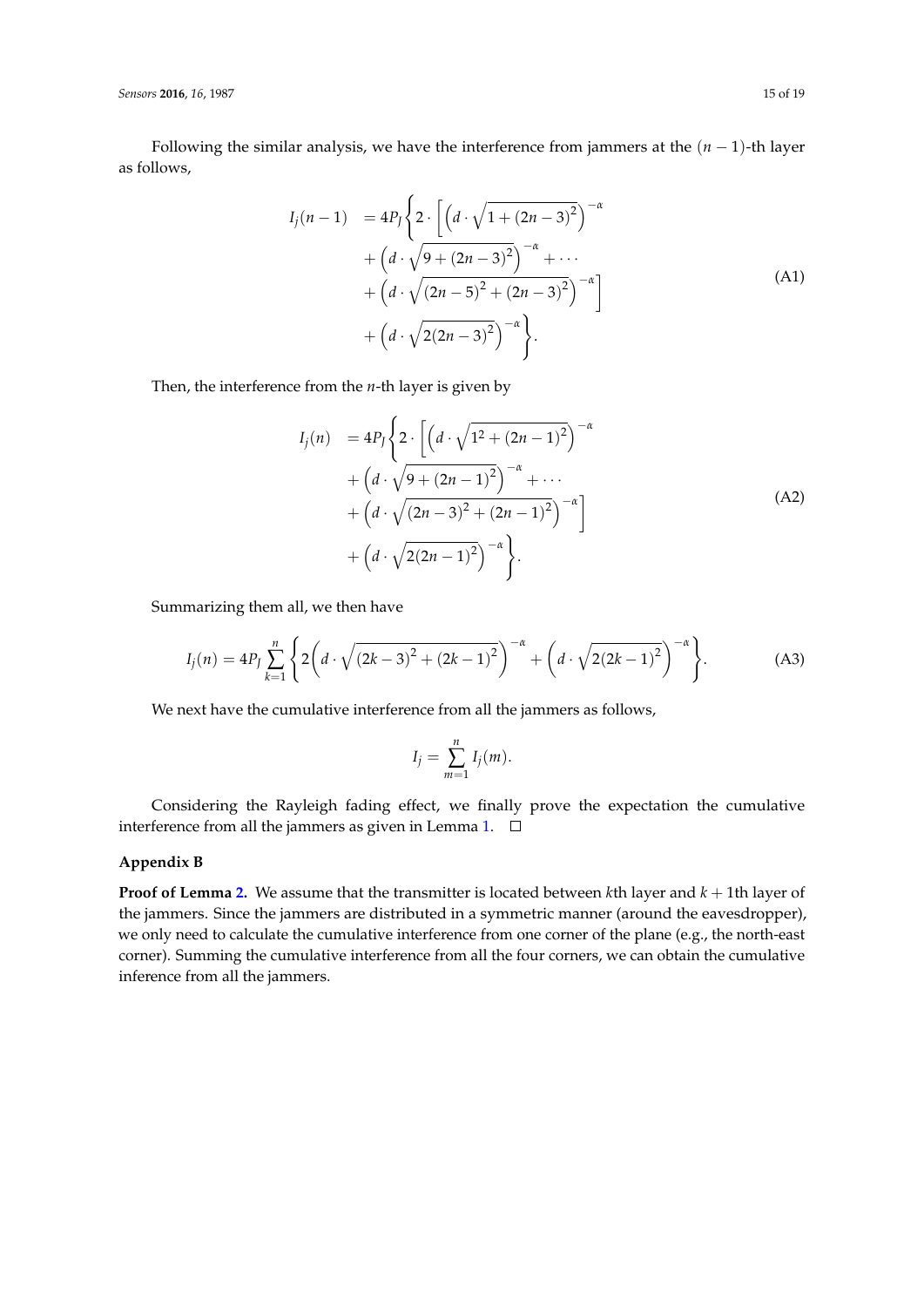Following the similar analysis, we have the interference from jammers at the $(n-1)$-th layer as follows,

$$
\begin{aligned}
I_j(n-1) &= 4P_J \Bigg\{ 2 \cdot \Bigg[ \left( d \cdot \sqrt{1 + (2n-3)^2} \right)^{-\alpha} \\
&+ \left( d \cdot \sqrt{9 + (2n-3)^2} \right)^{-\alpha} + \cdots \\
&+ \left( d \cdot \sqrt{(2n-5)^2 + (2n-3)^2} \right)^{-\alpha} \Bigg] \\
&+ \left( d \cdot \sqrt{2(2n-3)^2} \right)^{-\alpha} \Bigg\}.
\end{aligned} \tag{A1}
$$

Then, the interference from the $n$-th layer is given by

$$
\begin{aligned}
I_j(n) &= 4P_J \Bigg\{ 2 \cdot \Bigg[ \left( d \cdot \sqrt{1^2 + (2n-1)^2} \right)^{-\alpha} \\
&+ \left( d \cdot \sqrt{9 + (2n-1)^2} \right)^{-\alpha} + \cdots \\
&+ \left( d \cdot \sqrt{(2n-3)^2 + (2n-1)^2} \right)^{-\alpha} \Bigg] \\
&+ \left( d \cdot \sqrt{2(2n-1)^2} \right)^{-\alpha} \Bigg\}.
\end{aligned} \tag{A2}
$$

Summarizing them all, we then have

$$
I_j(n) = 4P_J \sum_{k=1}^{n} \left\{ 2\left( d \cdot \sqrt{(2k-3)^2 + (2k-1)^2} \right)^{-\alpha} + \left( d \cdot \sqrt{2(2k-1)^2} \right)^{-\alpha} \right\}. \tag{A3}
$$

We next have the cumulative interference from all the jammers as follows,

$$
I_j = \sum_{m=1}^{n} I_j(m).
$$

Considering the Rayleigh fading effect, we finally prove the expectation the cumulative interference from all the jammers as given in Lemma 1. □

## Appendix B

**Proof of Lemma 2.** We assume that the transmitter is located between $k$th layer and $k+1$th layer of the jammers. Since the jammers are distributed in a symmetric manner (around the eavesdropper), we only need to calculate the cumulative interference from one corner of the plane (e.g., the north-east corner). Summing the cumulative interference from all the four corners, we can obtain the cumulative inference from all the jammers.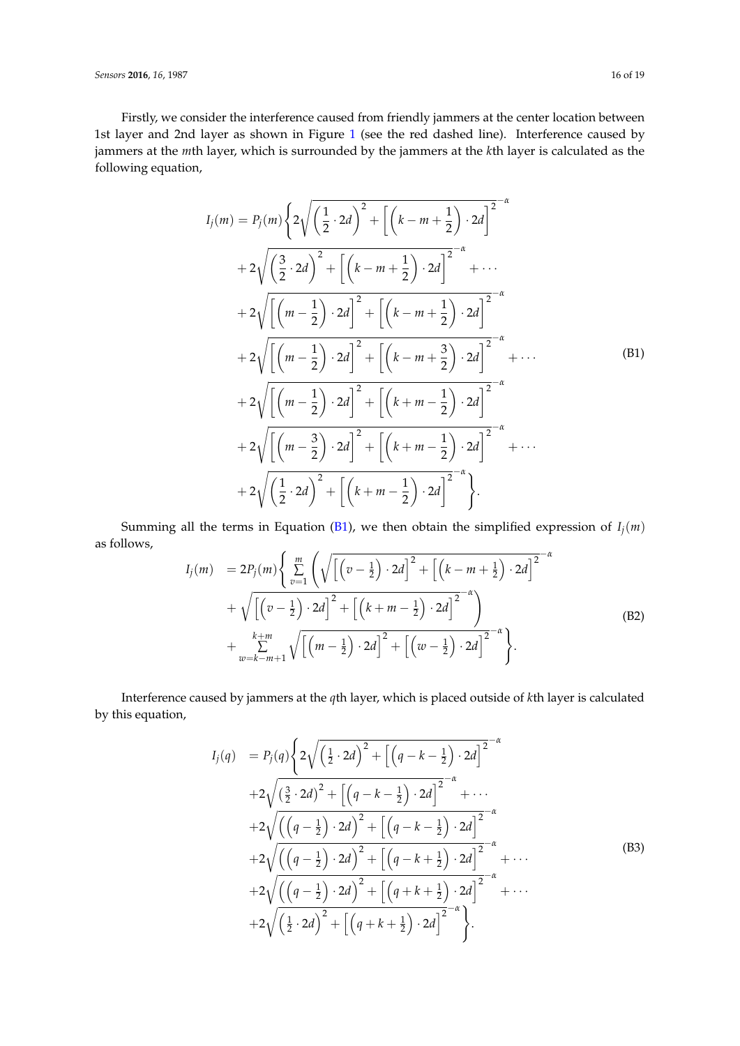Firstly, we consider the interference caused from friendly jammers at the center location between 1st layer and 2nd layer as shown in Figure 1 (see the red dashed line). Interference caused by jammers at the $m$th layer, which is surrounded by the jammers at the $k$th layer is calculated as the following equation,

$$
\begin{aligned}
I_j(m) = P_j(m)\Bigg\{ & 2\sqrt{\left(\frac{1}{2}\cdot 2d\right)^2 + \left[\left(k-m+\frac{1}{2}\right)\cdot 2d\right]^2}^{\,-\alpha} \\
& + 2\sqrt{\left(\frac{3}{2}\cdot 2d\right)^2 + \left[\left(k-m+\frac{1}{2}\right)\cdot 2d\right]^2}^{\,-\alpha} + \cdots \\
& + 2\sqrt{\left[\left(m-\frac{1}{2}\right)\cdot 2d\right]^2 + \left[\left(k-m+\frac{1}{2}\right)\cdot 2d\right]^2}^{\,-\alpha} \\
& + 2\sqrt{\left[\left(m-\frac{1}{2}\right)\cdot 2d\right]^2 + \left[\left(k-m+\frac{3}{2}\right)\cdot 2d\right]^2}^{\,-\alpha} + \cdots \\
& + 2\sqrt{\left[\left(m-\frac{1}{2}\right)\cdot 2d\right]^2 + \left[\left(k+m-\frac{1}{2}\right)\cdot 2d\right]^2}^{\,-\alpha} \\
& + 2\sqrt{\left[\left(m-\frac{3}{2}\right)\cdot 2d\right]^2 + \left[\left(k+m-\frac{1}{2}\right)\cdot 2d\right]^2}^{\,-\alpha} + \cdots \\
& + 2\sqrt{\left(\frac{1}{2}\cdot 2d\right)^2 + \left[\left(k+m-\frac{1}{2}\right)\cdot 2d\right]^2}^{\,-\alpha} \Bigg\}.
\end{aligned} \tag{B1}
$$

Summing all the terms in Equation (B1), we then obtain the simplified expression of $I_j(m)$ as follows,

$$
\begin{aligned}
I_j(m) &= 2P_j(m)\Bigg\{ \sum_{v=1}^{m}\left( \sqrt{\left[\left(v-\tfrac{1}{2}\right)\cdot 2d\right]^2 + \left[\left(k-m+\tfrac{1}{2}\right)\cdot 2d\right]^2}^{\,-\alpha} \right. \\
&\quad \left. + \sqrt{\left[\left(v-\tfrac{1}{2}\right)\cdot 2d\right]^2 + \left[\left(k+m-\tfrac{1}{2}\right)\cdot 2d\right]^2}^{\,-\alpha} \right) \\
&\quad + \sum_{w=k-m+1}^{k+m} \sqrt{\left[\left(m-\tfrac{1}{2}\right)\cdot 2d\right]^2 + \left[\left(w-\tfrac{1}{2}\right)\cdot 2d\right]^2}^{\,-\alpha} \Bigg\}.
\end{aligned} \tag{B2}
$$

Interference caused by jammers at the $q$th layer, which is placed outside of $k$th layer is calculated by this equation,

$$
\begin{aligned}
I_j(q) &= P_j(q)\Bigg\{ 2\sqrt{\left(\tfrac{1}{2}\cdot 2d\right)^2 + \left[\left(q-k-\tfrac{1}{2}\right)\cdot 2d\right]^2}^{\,-\alpha} \\
&\quad + 2\sqrt{\left(\tfrac{3}{2}\cdot 2d\right)^2 + \left[\left(q-k-\tfrac{1}{2}\right)\cdot 2d\right]^2}^{\,-\alpha} + \cdots \\
&\quad + 2\sqrt{\left(\left(q-\tfrac{1}{2}\right)\cdot 2d\right)^2 + \left[\left(q-k-\tfrac{1}{2}\right)\cdot 2d\right]^2}^{\,-\alpha} \\
&\quad + 2\sqrt{\left(\left(q-\tfrac{1}{2}\right)\cdot 2d\right)^2 + \left[\left(q-k+\tfrac{1}{2}\right)\cdot 2d\right]^2}^{\,-\alpha} + \cdots \\
&\quad + 2\sqrt{\left(\left(q-\tfrac{1}{2}\right)\cdot 2d\right)^2 + \left[\left(q+k+\tfrac{1}{2}\right)\cdot 2d\right]^2}^{\,-\alpha} + \cdots \\
&\quad + 2\sqrt{\left(\tfrac{1}{2}\cdot 2d\right)^2 + \left[\left(q+k+\tfrac{1}{2}\right)\cdot 2d\right]^2}^{\,-\alpha} \Bigg\}.
\end{aligned} \tag{B3}
$$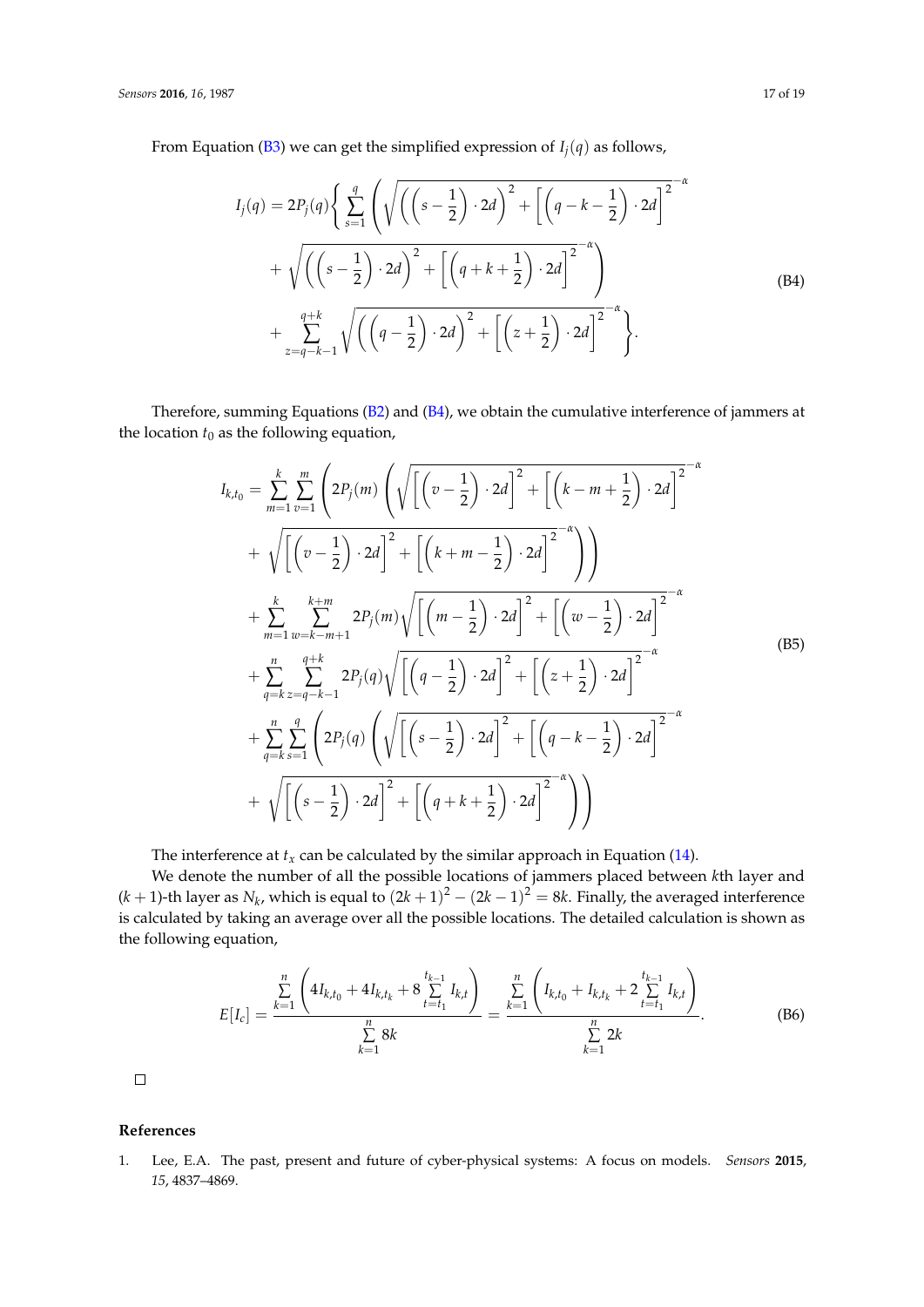From Equation (B3) we can get the simplified expression of $I_j(q)$ as follows,

$$
\begin{aligned}
I_j(q) = 2P_j(q)\Bigg\{ \sum_{s=1}^{q} \Bigg( & \sqrt{\left(\left(s-\frac{1}{2}\right)\cdot 2d\right)^2 + \left[\left(q-k-\frac{1}{2}\right)\cdot 2d\right]^2}^{\,-\alpha} \\
& + \sqrt{\left(\left(s-\frac{1}{2}\right)\cdot 2d\right)^2 + \left[\left(q+k+\frac{1}{2}\right)\cdot 2d\right]^2}^{\,-\alpha} \Bigg) \\
& + \sum_{z=q-k-1}^{q+k} \sqrt{\left(\left(q-\frac{1}{2}\right)\cdot 2d\right)^2 + \left[\left(z+\frac{1}{2}\right)\cdot 2d\right]^2}^{\,-\alpha} \Bigg\}.
\end{aligned} \tag{B4}
$$

Therefore, summing Equations (B2) and (B4), we obtain the cumulative interference of jammers at the location $t_0$ as the following equation,

$$
\begin{aligned}
I_{k,t_0} = & \sum_{m=1}^{k}\sum_{v=1}^{m} \Bigg( 2P_j(m) \Bigg( \sqrt{\left[\left(v-\frac{1}{2}\right)\cdot 2d\right]^2 + \left[\left(k-m+\frac{1}{2}\right)\cdot 2d\right]^2}^{\,-\alpha} \\
& + \sqrt{\left[\left(v-\frac{1}{2}\right)\cdot 2d\right]^2 + \left[\left(k+m-\frac{1}{2}\right)\cdot 2d\right]^2}^{\,-\alpha} \Bigg) \Bigg) \\
& + \sum_{m=1}^{k}\sum_{w=k-m+1}^{k+m} 2P_j(m) \sqrt{\left[\left(m-\frac{1}{2}\right)\cdot 2d\right]^2 + \left[\left(w-\frac{1}{2}\right)\cdot 2d\right]^2}^{\,-\alpha} \\
& + \sum_{q=k}^{n}\sum_{z=q-k-1}^{q+k} 2P_j(q) \sqrt{\left[\left(q-\frac{1}{2}\right)\cdot 2d\right]^2 + \left[\left(z+\frac{1}{2}\right)\cdot 2d\right]^2}^{\,-\alpha} \\
& + \sum_{q=k}^{n}\sum_{s=1}^{q} \Bigg( 2P_j(q) \Bigg( \sqrt{\left[\left(s-\frac{1}{2}\right)\cdot 2d\right]^2 + \left[\left(q-k-\frac{1}{2}\right)\cdot 2d\right]^2}^{\,-\alpha} \\
& + \sqrt{\left[\left(s-\frac{1}{2}\right)\cdot 2d\right]^2 + \left[\left(q+k+\frac{1}{2}\right)\cdot 2d\right]^2}^{\,-\alpha} \Bigg) \Bigg)
\end{aligned} \tag{B5}
$$

The interference at $t_x$ can be calculated by the similar approach in Equation (14).

We denote the number of all the possible locations of jammers placed between $k$th layer and $(k+1)$-th layer as $N_k$, which is equal to $(2k+1)^2 - (2k-1)^2 = 8k$. Finally, the averaged interference is calculated by taking an average over all the possible locations. The detailed calculation is shown as the following equation,

$$
E[I_c] = \frac{\sum_{k=1}^{n}\left(4I_{k,t_0} + 4I_{k,t_k} + 8\sum_{t=t_1}^{t_{k-1}} I_{k,t}\right)}{\sum_{k=1}^{n} 8k} = \frac{\sum_{k=1}^{n}\left(I_{k,t_0} + I_{k,t_k} + 2\sum_{t=t_1}^{t_{k-1}} I_{k,t}\right)}{\sum_{k=1}^{n} 2k}. \tag{B6}
$$

□

## References

1. Lee, E.A. The past, present and future of cyber-physical systems: A focus on models. *Sensors* **2015**, *15*, 4837–4869.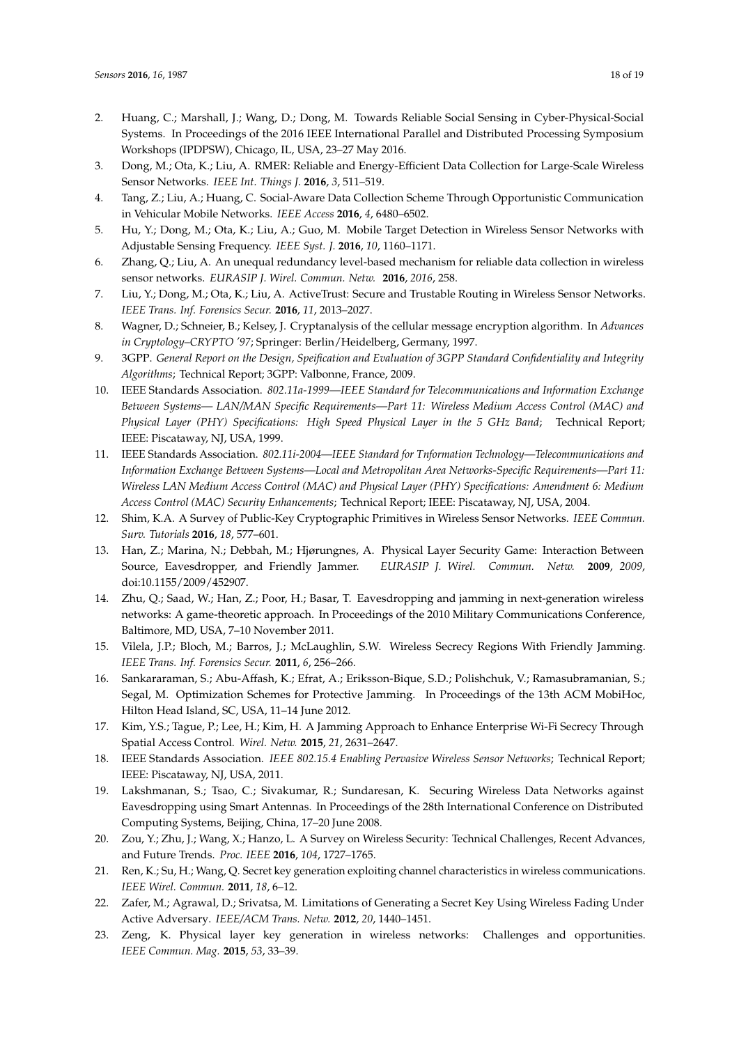2. Huang, C.; Marshall, J.; Wang, D.; Dong, M. Towards Reliable Social Sensing in Cyber-Physical-Social Systems. In Proceedings of the 2016 IEEE International Parallel and Distributed Processing Symposium Workshops (IPDPSW), Chicago, IL, USA, 23–27 May 2016.
3. Dong, M.; Ota, K.; Liu, A. RMER: Reliable and Energy-Efficient Data Collection for Large-Scale Wireless Sensor Networks. *IEEE Int. Things J.* **2016**, *3*, 511–519.
4. Tang, Z.; Liu, A.; Huang, C. Social-Aware Data Collection Scheme Through Opportunistic Communication in Vehicular Mobile Networks. *IEEE Access* **2016**, *4*, 6480–6502.
5. Hu, Y.; Dong, M.; Ota, K.; Liu, A.; Guo, M. Mobile Target Detection in Wireless Sensor Networks with Adjustable Sensing Frequency. *IEEE Syst. J.* **2016**, *10*, 1160–1171.
6. Zhang, Q.; Liu, A. An unequal redundancy level-based mechanism for reliable data collection in wireless sensor networks. *EURASIP J. Wirel. Commun. Netw.* **2016**, *2016*, 258.
7. Liu, Y.; Dong, M.; Ota, K.; Liu, A. ActiveTrust: Secure and Trustable Routing in Wireless Sensor Networks. *IEEE Trans. Inf. Forensics Secur.* **2016**, *11*, 2013–2027.
8. Wagner, D.; Schneier, B.; Kelsey, J. Cryptanalysis of the cellular message encryption algorithm. In *Advances in Cryptology–CRYPTO '97*; Springer: Berlin/Heidelberg, Germany, 1997.
9. 3GPP. *General Report on the Design, Speification and Evaluation of 3GPP Standard Confidentiality and Integrity Algorithms*; Technical Report; 3GPP: Valbonne, France, 2009.
10. IEEE Standards Association. *802.11a-1999—IEEE Standard for Telecommunications and Information Exchange Between Systems— LAN/MAN Specific Requirements—Part 11: Wireless Medium Access Control (MAC) and Physical Layer (PHY) Specifications: High Speed Physical Layer in the 5 GHz Band*; Technical Report; IEEE: Piscataway, NJ, USA, 1999.
11. IEEE Standards Association. *802.11i-2004—IEEE Standard for Tnformation Technology—Telecommunications and Information Exchange Between Systems—Local and Metropolitan Area Networks-Specific Requirements—Part 11: Wireless LAN Medium Access Control (MAC) and Physical Layer (PHY) Specifications: Amendment 6: Medium Access Control (MAC) Security Enhancements*; Technical Report; IEEE: Piscataway, NJ, USA, 2004.
12. Shim, K.A. A Survey of Public-Key Cryptographic Primitives in Wireless Sensor Networks. *IEEE Commun. Surv. Tutorials* **2016**, *18*, 577–601.
13. Han, Z.; Marina, N.; Debbah, M.; Hjørungnes, A. Physical Layer Security Game: Interaction Between Source, Eavesdropper, and Friendly Jammer. *EURASIP J. Wirel. Commun. Netw.* **2009**, *2009*, doi:10.1155/2009/452907.
14. Zhu, Q.; Saad, W.; Han, Z.; Poor, H.; Basar, T. Eavesdropping and jamming in next-generation wireless networks: A game-theoretic approach. In Proceedings of the 2010 Military Communications Conference, Baltimore, MD, USA, 7–10 November 2011.
15. Vilela, J.P.; Bloch, M.; Barros, J.; McLaughlin, S.W. Wireless Secrecy Regions With Friendly Jamming. *IEEE Trans. Inf. Forensics Secur.* **2011**, *6*, 256–266.
16. Sankararaman, S.; Abu-Affash, K.; Efrat, A.; Eriksson-Bique, S.D.; Polishchuk, V.; Ramasubramanian, S.; Segal, M. Optimization Schemes for Protective Jamming. In Proceedings of the 13th ACM MobiHoc, Hilton Head Island, SC, USA, 11–14 June 2012.
17. Kim, Y.S.; Tague, P.; Lee, H.; Kim, H. A Jamming Approach to Enhance Enterprise Wi-Fi Secrecy Through Spatial Access Control. *Wirel. Netw.* **2015**, *21*, 2631–2647.
18. IEEE Standards Association. *IEEE 802.15.4 Enabling Pervasive Wireless Sensor Networks*; Technical Report; IEEE: Piscataway, NJ, USA, 2011.
19. Lakshmanan, S.; Tsao, C.; Sivakumar, R.; Sundaresan, K. Securing Wireless Data Networks against Eavesdropping using Smart Antennas. In Proceedings of the 28th International Conference on Distributed Computing Systems, Beijing, China, 17–20 June 2008.
20. Zou, Y.; Zhu, J.; Wang, X.; Hanzo, L. A Survey on Wireless Security: Technical Challenges, Recent Advances, and Future Trends. *Proc. IEEE* **2016**, *104*, 1727–1765.
21. Ren, K.; Su, H.; Wang, Q. Secret key generation exploiting channel characteristics in wireless communications. *IEEE Wirel. Commun.* **2011**, *18*, 6–12.
22. Zafer, M.; Agrawal, D.; Srivatsa, M. Limitations of Generating a Secret Key Using Wireless Fading Under Active Adversary. *IEEE/ACM Trans. Netw.* **2012**, *20*, 1440–1451.
23. Zeng, K. Physical layer key generation in wireless networks: Challenges and opportunities. *IEEE Commun. Mag.* **2015**, *53*, 33–39.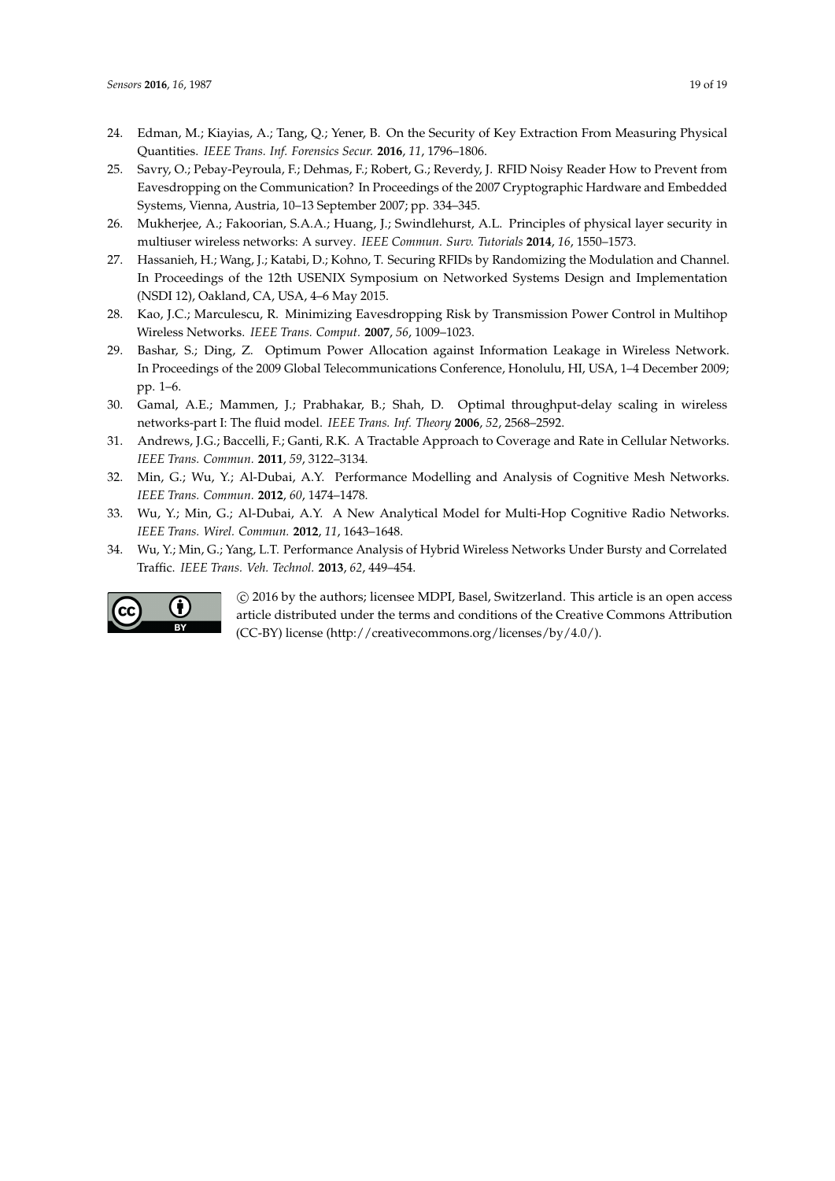24. Edman, M.; Kiayias, A.; Tang, Q.; Yener, B. On the Security of Key Extraction From Measuring Physical Quantities. *IEEE Trans. Inf. Forensics Secur.* **2016**, *11*, 1796–1806.
25. Savry, O.; Pebay-Peyroula, F.; Dehmas, F.; Robert, G.; Reverdy, J. RFID Noisy Reader How to Prevent from Eavesdropping on the Communication? In Proceedings of the 2007 Cryptographic Hardware and Embedded Systems, Vienna, Austria, 10–13 September 2007; pp. 334–345.
26. Mukherjee, A.; Fakoorian, S.A.A.; Huang, J.; Swindlehurst, A.L. Principles of physical layer security in multiuser wireless networks: A survey. *IEEE Commun. Surv. Tutorials* **2014**, *16*, 1550–1573.
27. Hassanieh, H.; Wang, J.; Katabi, D.; Kohno, T. Securing RFIDs by Randomizing the Modulation and Channel. In Proceedings of the 12th USENIX Symposium on Networked Systems Design and Implementation (NSDI 12), Oakland, CA, USA, 4–6 May 2015.
28. Kao, J.C.; Marculescu, R. Minimizing Eavesdropping Risk by Transmission Power Control in Multihop Wireless Networks. *IEEE Trans. Comput.* **2007**, *56*, 1009–1023.
29. Bashar, S.; Ding, Z. Optimum Power Allocation against Information Leakage in Wireless Network. In Proceedings of the 2009 Global Telecommunications Conference, Honolulu, HI, USA, 1–4 December 2009; pp. 1–6.
30. Gamal, A.E.; Mammen, J.; Prabhakar, B.; Shah, D. Optimal throughput-delay scaling in wireless networks-part I: The fluid model. *IEEE Trans. Inf. Theory* **2006**, *52*, 2568–2592.
31. Andrews, J.G.; Baccelli, F.; Ganti, R.K. A Tractable Approach to Coverage and Rate in Cellular Networks. *IEEE Trans. Commun.* **2011**, *59*, 3122–3134.
32. Min, G.; Wu, Y.; Al-Dubai, A.Y. Performance Modelling and Analysis of Cognitive Mesh Networks. *IEEE Trans. Commun.* **2012**, *60*, 1474–1478.
33. Wu, Y.; Min, G.; Al-Dubai, A.Y. A New Analytical Model for Multi-Hop Cognitive Radio Networks. *IEEE Trans. Wirel. Commun.* **2012**, *11*, 1643–1648.
34. Wu, Y.; Min, G.; Yang, L.T. Performance Analysis of Hybrid Wireless Networks Under Bursty and Correlated Traffic. *IEEE Trans. Veh. Technol.* **2013**, *62*, 449–454.

© 2016 by the authors; licensee MDPI, Basel, Switzerland. This article is an open access article distributed under the terms and conditions of the Creative Commons Attribution (CC-BY) license (http://creativecommons.org/licenses/by/4.0/).